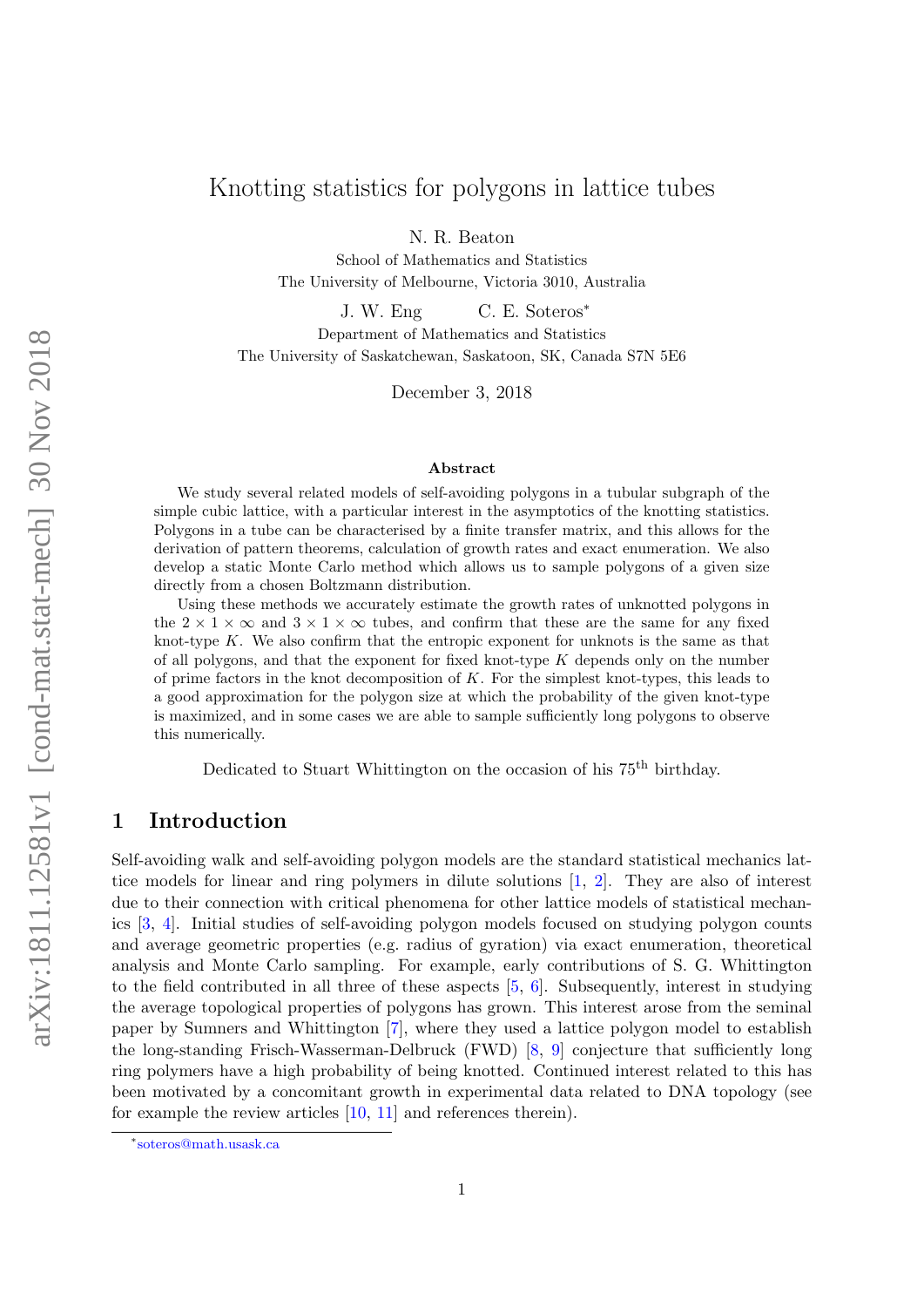# Knotting statistics for polygons in lattice tubes

N. R. Beaton
School of Mathematics and Statistics
The University of Melbourne, Victoria 3010, Australia

J. W. Eng C. E. Soteros*
Department of Mathematics and Statistics
The University of Saskatchewan, Saskatoon, SK, Canada S7N 5E6

December 3, 2018

### Abstract

We study several related models of self-avoiding polygons in a tubular subgraph of the simple cubic lattice, with a particular interest in the asymptotics of the knotting statistics. Polygons in a tube can be characterised by a finite transfer matrix, and this allows for the derivation of pattern theorems, calculation of growth rates and exact enumeration. We also develop a static Monte Carlo method which allows us to sample polygons of a given size directly from a chosen Boltzmann distribution.

Using these methods we accurately estimate the growth rates of unknotted polygons in the $2 \times 1 \times \infty$ and $3 \times 1 \times \infty$ tubes, and confirm that these are the same for any fixed knot-type $K$. We also confirm that the entropic exponent for unknots is the same as that of all polygons, and that the exponent for fixed knot-type $K$ depends only on the number of prime factors in the knot decomposition of $K$. For the simplest knot-types, this leads to a good approximation for the polygon size at which the probability of the given knot-type is maximized, and in some cases we are able to sample sufficiently long polygons to observe this numerically.

Dedicated to Stuart Whittington on the occasion of his 75$^{\text{th}}$ birthday.

## 1 Introduction

Self-avoiding walk and self-avoiding polygon models are the standard statistical mechanics lattice models for linear and ring polymers in dilute solutions [1, 2]. They are also of interest due to their connection with critical phenomena for other lattice models of statistical mechanics [3, 4]. Initial studies of self-avoiding polygon models focused on studying polygon counts and average geometric properties (e.g. radius of gyration) via exact enumeration, theoretical analysis and Monte Carlo sampling. For example, early contributions of S. G. Whittington to the field contributed in all three of these aspects [5, 6]. Subsequently, interest in studying the average topological properties of polygons has grown. This interest arose from the seminal paper by Sumners and Whittington [7], where they used a lattice polygon model to establish the long-standing Frisch-Wasserman-Delbruck (FWD) [8, 9] conjecture that sufficiently long ring polymers have a high probability of being knotted. Continued interest related to this has been motivated by a concomitant growth in experimental data related to DNA topology (see for example the review articles [10, 11] and references therein).

*soteros@math.usask.ca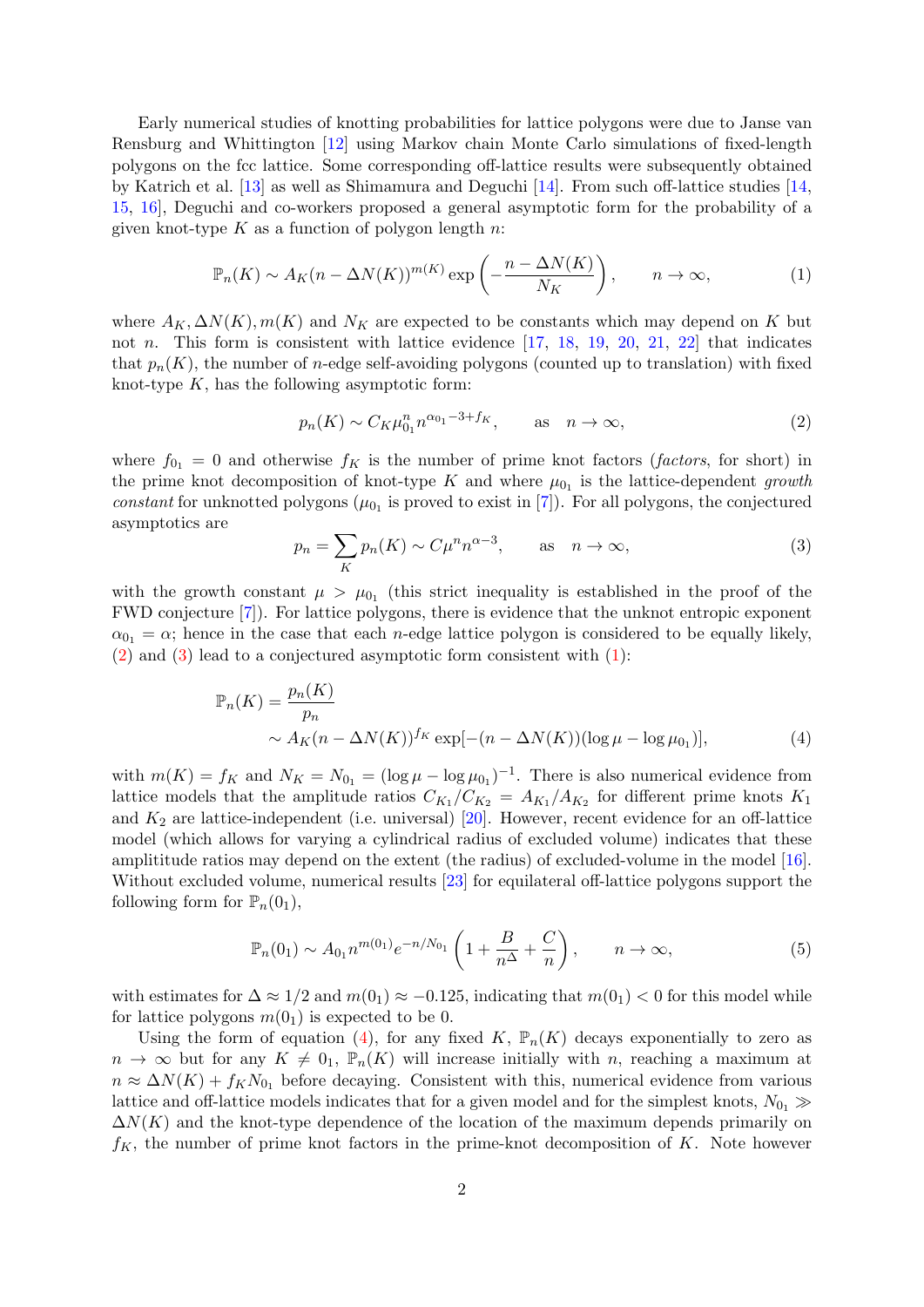Early numerical studies of knotting probabilities for lattice polygons were due to Janse van Rensburg and Whittington [12] using Markov chain Monte Carlo simulations of fixed-length polygons on the fcc lattice. Some corresponding off-lattice results were subsequently obtained by Katrich et al. [13] as well as Shimamura and Deguchi [14]. From such off-lattice studies [14, 15, 16], Deguchi and co-workers proposed a general asymptotic form for the probability of a given knot-type $K$ as a function of polygon length $n$:

$$\mathbb{P}_n(K) \sim A_K(n - \Delta N(K))^{m(K)} \exp\left(-\frac{n - \Delta N(K)}{N_K}\right), \qquad n \to \infty, \tag{1}$$

where $A_K, \Delta N(K), m(K)$ and $N_K$ are expected to be constants which may depend on $K$ but not $n$. This form is consistent with lattice evidence [17, 18, 19, 20, 21, 22] that indicates that $p_n(K)$, the number of $n$-edge self-avoiding polygons (counted up to translation) with fixed knot-type $K$, has the following asymptotic form:

$$p_n(K) \sim C_K \mu_{0_1}^n n^{\alpha_{0_1} - 3 + f_K}, \qquad \text{as} \quad n \to \infty, \tag{2}$$

where $f_{0_1} = 0$ and otherwise $f_K$ is the number of prime knot factors (*factors*, for short) in the prime knot decomposition of knot-type $K$ and where $\mu_{0_1}$ is the lattice-dependent *growth constant* for unknotted polygons ($\mu_{0_1}$ is proved to exist in [7]). For all polygons, the conjectured asymptotics are

$$p_n = \sum_K p_n(K) \sim C\mu^n n^{\alpha-3}, \qquad \text{as} \quad n \to \infty, \tag{3}$$

with the growth constant $\mu > \mu_{0_1}$ (this strict inequality is established in the proof of the FWD conjecture [7]). For lattice polygons, there is evidence that the unknot entropic exponent $\alpha_{0_1} = \alpha$; hence in the case that each $n$-edge lattice polygon is considered to be equally likely, (2) and (3) lead to a conjectured asymptotic form consistent with (1):

$$\begin{aligned}\mathbb{P}_n(K) &= \frac{p_n(K)}{p_n} \\ &\sim A_K(n - \Delta N(K))^{f_K} \exp[-(n - \Delta N(K))(\log \mu - \log \mu_{0_1})],\end{aligned} \tag{4}$$

with $m(K) = f_K$ and $N_K = N_{0_1} = (\log \mu - \log \mu_{0_1})^{-1}$. There is also numerical evidence from lattice models that the amplitude ratios $C_{K_1}/C_{K_2} = A_{K_1}/A_{K_2}$ for different prime knots $K_1$ and $K_2$ are lattice-independent (i.e. universal) [20]. However, recent evidence for an off-lattice model (which allows for varying a cylindrical radius of excluded volume) indicates that these amplititude ratios may depend on the extent (the radius) of excluded-volume in the model [16]. Without excluded volume, numerical results [23] for equilateral off-lattice polygons support the following form for $\mathbb{P}_n(0_1)$,

$$\mathbb{P}_n(0_1) \sim A_{0_1} n^{m(0_1)} e^{-n/N_{0_1}} \left(1 + \frac{B}{n^\Delta} + \frac{C}{n}\right), \qquad n \to \infty, \tag{5}$$

with estimates for $\Delta \approx 1/2$ and $m(0_1) \approx -0.125$, indicating that $m(0_1) < 0$ for this model while for lattice polygons $m(0_1)$ is expected to be 0.

Using the form of equation (4), for any fixed $K$, $\mathbb{P}_n(K)$ decays exponentially to zero as $n \to \infty$ but for any $K \neq 0_1$, $\mathbb{P}_n(K)$ will increase initially with $n$, reaching a maximum at $n \approx \Delta N(K) + f_K N_{0_1}$ before decaying. Consistent with this, numerical evidence from various lattice and off-lattice models indicates that for a given model and for the simplest knots, $N_{0_1} \gg \Delta N(K)$ and the knot-type dependence of the location of the maximum depends primarily on $f_K$, the number of prime knot factors in the prime-knot decomposition of $K$. Note however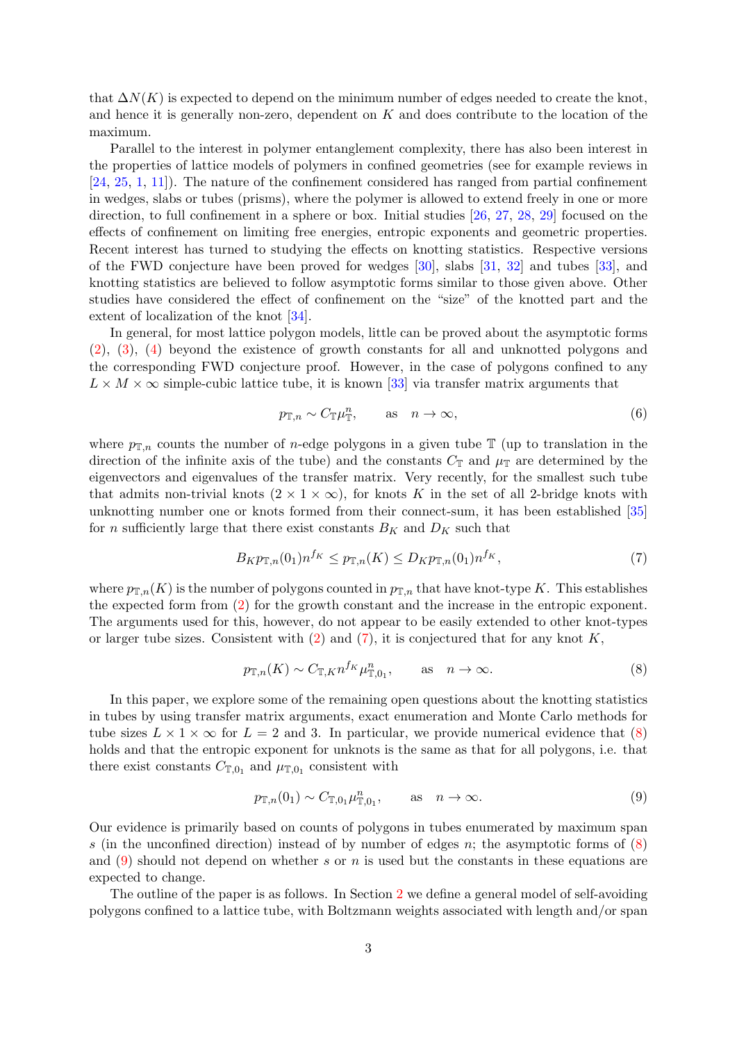that $\Delta N(K)$ is expected to depend on the minimum number of edges needed to create the knot, and hence it is generally non-zero, dependent on $K$ and does contribute to the location of the maximum.

Parallel to the interest in polymer entanglement complexity, there has also been interest in the properties of lattice models of polymers in confined geometries (see for example reviews in [24, 25, 1, 11]). The nature of the confinement considered has ranged from partial confinement in wedges, slabs or tubes (prisms), where the polymer is allowed to extend freely in one or more direction, to full confinement in a sphere or box. Initial studies [26, 27, 28, 29] focused on the effects of confinement on limiting free energies, entropic exponents and geometric properties. Recent interest has turned to studying the effects on knotting statistics. Respective versions of the FWD conjecture have been proved for wedges [30], slabs [31, 32] and tubes [33], and knotting statistics are believed to follow asymptotic forms similar to those given above. Other studies have considered the effect of confinement on the "size" of the knotted part and the extent of localization of the knot [34].

In general, for most lattice polygon models, little can be proved about the asymptotic forms (2), (3), (4) beyond the existence of growth constants for all and unknotted polygons and the corresponding FWD conjecture proof. However, in the case of polygons confined to any $L \times M \times \infty$ simple-cubic lattice tube, it is known [33] via transfer matrix arguments that

$$p_{\mathbb{T},n} \sim C_{\mathbb{T}} \mu_{\mathbb{T}}^n, \qquad \text{as} \quad n \to \infty, \tag{6}$$

where $p_{\mathbb{T},n}$ counts the number of $n$-edge polygons in a given tube $\mathbb{T}$ (up to translation in the direction of the infinite axis of the tube) and the constants $C_{\mathbb{T}}$ and $\mu_{\mathbb{T}}$ are determined by the eigenvectors and eigenvalues of the transfer matrix. Very recently, for the smallest such tube that admits non-trivial knots ($2 \times 1 \times \infty$), for knots $K$ in the set of all 2-bridge knots with unknotting number one or knots formed from their connect-sum, it has been established [35] for $n$ sufficiently large that there exist constants $B_K$ and $D_K$ such that

$$B_K p_{\mathbb{T},n}(0_1) n^{f_K} \leq p_{\mathbb{T},n}(K) \leq D_K p_{\mathbb{T},n}(0_1) n^{f_K}, \tag{7}$$

where $p_{\mathbb{T},n}(K)$ is the number of polygons counted in $p_{\mathbb{T},n}$ that have knot-type $K$. This establishes the expected form from (2) for the growth constant and the increase in the entropic exponent. The arguments used for this, however, do not appear to be easily extended to other knot-types or larger tube sizes. Consistent with (2) and (7), it is conjectured that for any knot $K$,

$$p_{\mathbb{T},n}(K) \sim C_{\mathbb{T},K} n^{f_K} \mu_{\mathbb{T},0_1}^n, \qquad \text{as} \quad n \to \infty. \tag{8}$$

In this paper, we explore some of the remaining open questions about the knotting statistics in tubes by using transfer matrix arguments, exact enumeration and Monte Carlo methods for tube sizes $L \times 1 \times \infty$ for $L = 2$ and 3. In particular, we provide numerical evidence that (8) holds and that the entropic exponent for unknots is the same as that for all polygons, i.e. that there exist constants $C_{\mathbb{T},0_1}$ and $\mu_{\mathbb{T},0_1}$ consistent with

$$p_{\mathbb{T},n}(0_1) \sim C_{\mathbb{T},0_1} \mu_{\mathbb{T},0_1}^n, \qquad \text{as} \quad n \to \infty. \tag{9}$$

Our evidence is primarily based on counts of polygons in tubes enumerated by maximum span $s$ (in the unconfined direction) instead of by number of edges $n$; the asymptotic forms of (8) and (9) should not depend on whether $s$ or $n$ is used but the constants in these equations are expected to change.

The outline of the paper is as follows. In Section 2 we define a general model of self-avoiding polygons confined to a lattice tube, with Boltzmann weights associated with length and/or span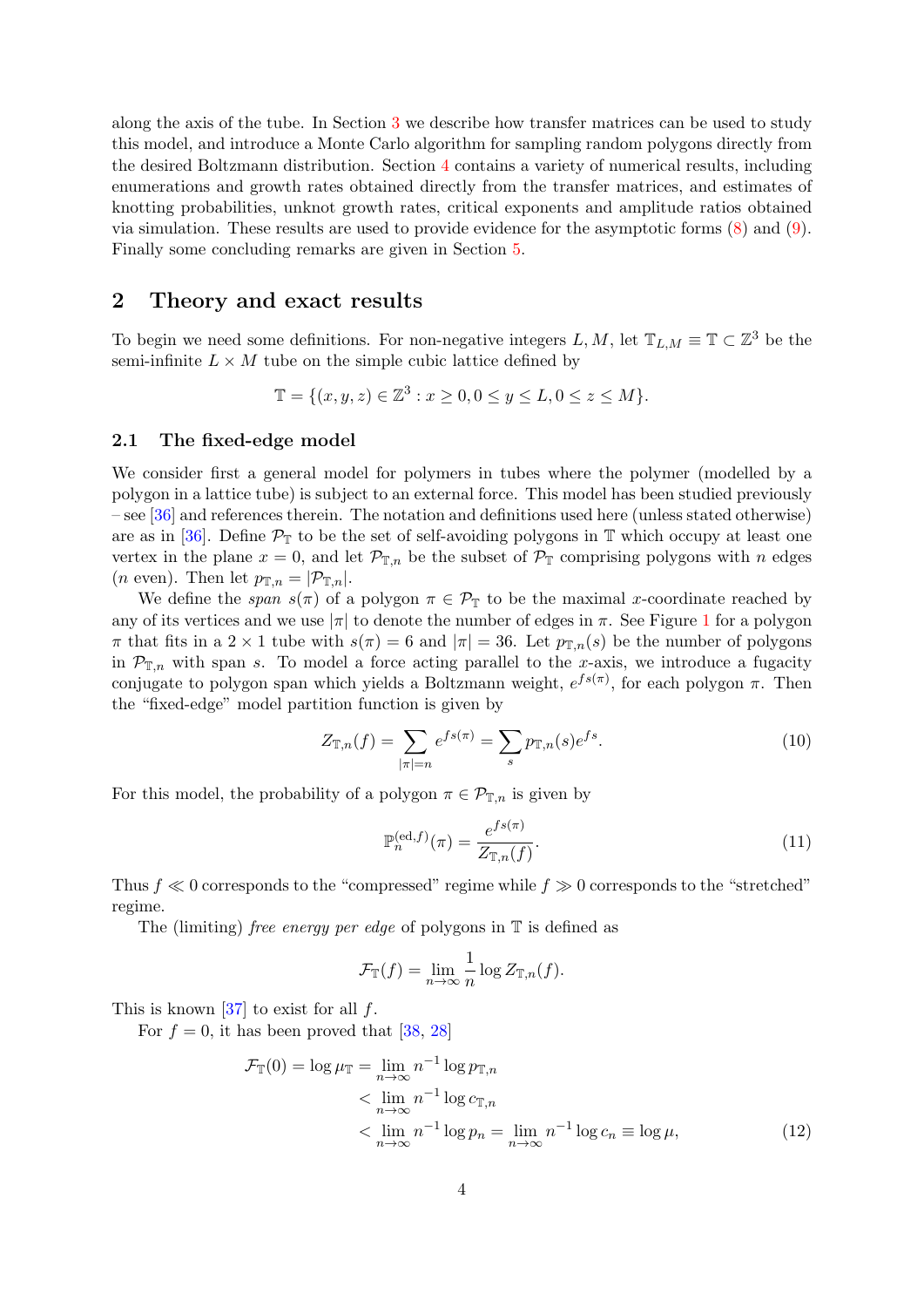along the axis of the tube. In Section 3 we describe how transfer matrices can be used to study this model, and introduce a Monte Carlo algorithm for sampling random polygons directly from the desired Boltzmann distribution. Section 4 contains a variety of numerical results, including enumerations and growth rates obtained directly from the transfer matrices, and estimates of knotting probabilities, unknot growth rates, critical exponents and amplitude ratios obtained via simulation. These results are used to provide evidence for the asymptotic forms (8) and (9). Finally some concluding remarks are given in Section 5.

## 2 Theory and exact results

To begin we need some definitions. For non-negative integers $L, M$, let $\mathbb{T}_{L,M} \equiv \mathbb{T} \subset \mathbb{Z}^3$ be the semi-infinite $L \times M$ tube on the simple cubic lattice defined by

$$\mathbb{T} = \{(x, y, z) \in \mathbb{Z}^3 : x \geq 0, 0 \leq y \leq L, 0 \leq z \leq M\}.$$

### 2.1 The fixed-edge model

We consider first a general model for polymers in tubes where the polymer (modelled by a polygon in a lattice tube) is subject to an external force. This model has been studied previously – see [36] and references therein. The notation and definitions used here (unless stated otherwise) are as in [36]. Define $\mathcal{P}_{\mathbb{T}}$ to be the set of self-avoiding polygons in $\mathbb{T}$ which occupy at least one vertex in the plane $x = 0$, and let $\mathcal{P}_{\mathbb{T},n}$ be the subset of $\mathcal{P}_{\mathbb{T}}$ comprising polygons with $n$ edges ($n$ even). Then let $p_{\mathbb{T},n} = |\mathcal{P}_{\mathbb{T},n}|$.

We define the *span* $s(\pi)$ of a polygon $\pi \in \mathcal{P}_{\mathbb{T}}$ to be the maximal $x$-coordinate reached by any of its vertices and we use $|\pi|$ to denote the number of edges in $\pi$. See Figure 1 for a polygon $\pi$ that fits in a $2 \times 1$ tube with $s(\pi) = 6$ and $|\pi| = 36$. Let $p_{\mathbb{T},n}(s)$ be the number of polygons in $\mathcal{P}_{\mathbb{T},n}$ with span $s$. To model a force acting parallel to the $x$-axis, we introduce a fugacity conjugate to polygon span which yields a Boltzmann weight, $e^{fs(\pi)}$, for each polygon $\pi$. Then the "fixed-edge" model partition function is given by

$$Z_{\mathbb{T},n}(f) = \sum_{|\pi|=n} e^{fs(\pi)} = \sum_{s} p_{\mathbb{T},n}(s) e^{fs}. \tag{10}$$

For this model, the probability of a polygon $\pi \in \mathcal{P}_{\mathbb{T},n}$ is given by

$$\mathbb{P}_n^{(\mathrm{ed},f)}(\pi) = \frac{e^{fs(\pi)}}{Z_{\mathbb{T},n}(f)}. \tag{11}$$

Thus $f \ll 0$ corresponds to the "compressed" regime while $f \gg 0$ corresponds to the "stretched" regime.

The (limiting) *free energy per edge* of polygons in $\mathbb{T}$ is defined as

$$\mathcal{F}_{\mathbb{T}}(f) = \lim_{n\to\infty} \frac{1}{n} \log Z_{\mathbb{T},n}(f).$$

This is known [37] to exist for all $f$.

For $f = 0$, it has been proved that [38, 28]

$$\begin{aligned}
\mathcal{F}_{\mathbb{T}}(0) = \log \mu_{\mathbb{T}} &= \lim_{n\to\infty} n^{-1} \log p_{\mathbb{T},n} \\
&< \lim_{n\to\infty} n^{-1} \log c_{\mathbb{T},n} \\
&< \lim_{n\to\infty} n^{-1} \log p_n = \lim_{n\to\infty} n^{-1} \log c_n \equiv \log \mu,
\end{aligned} \tag{12}$$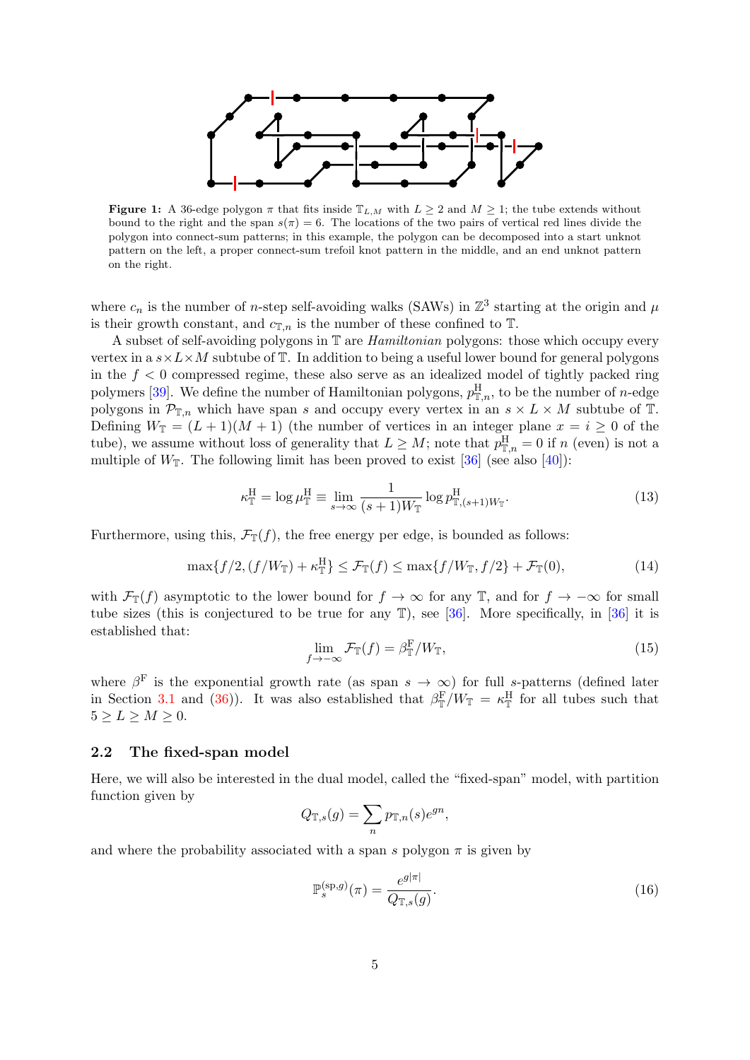**Figure 1:** A 36-edge polygon $\pi$ that fits inside $\mathbb{T}_{L,M}$ with $L \geq 2$ and $M \geq 1$; the tube extends without bound to the right and the span $s(\pi) = 6$. The locations of the two pairs of vertical red lines divide the polygon into connect-sum patterns; in this example, the polygon can be decomposed into a start unknot pattern on the left, a proper connect-sum trefoil knot pattern in the middle, and an end unknot pattern on the right.

where $c_n$ is the number of $n$-step self-avoiding walks (SAWs) in $\mathbb{Z}^3$ starting at the origin and $\mu$ is their growth constant, and $c_{\mathbb{T},n}$ is the number of these confined to $\mathbb{T}$.

A subset of self-avoiding polygons in $\mathbb{T}$ are *Hamiltonian* polygons: those which occupy every vertex in a $s \times L \times M$ subtube of $\mathbb{T}$. In addition to being a useful lower bound for general polygons in the $f < 0$ compressed regime, these also serve as an idealized model of tightly packed ring polymers [39]. We define the number of Hamiltonian polygons, $p^{\rm H}_{\mathbb{T},n}$, to be the number of $n$-edge polygons in $\mathcal{P}_{\mathbb{T},n}$ which have span $s$ and occupy every vertex in an $s \times L \times M$ subtube of $\mathbb{T}$. Defining $W_{\mathbb{T}} = (L+1)(M+1)$ (the number of vertices in an integer plane $x = i \geq 0$ of the tube), we assume without loss of generality that $L \geq M$; note that $p^{\rm H}_{\mathbb{T},n} = 0$ if $n$ (even) is not a multiple of $W_{\mathbb{T}}$. The following limit has been proved to exist [36] (see also [40]):

$$\kappa^{\rm H}_{\mathbb{T}} = \log \mu^{\rm H}_{\mathbb{T}} \equiv \lim_{s\to\infty} \frac{1}{(s+1)W_{\mathbb{T}}} \log p^{\rm H}_{\mathbb{T},(s+1)W_{\mathbb{T}}}. \tag{13}$$

Furthermore, using this, $\mathcal{F}_{\mathbb{T}}(f)$, the free energy per edge, is bounded as follows:

$$\max\{f/2, (f/W_{\mathbb{T}}) + \kappa^{\rm H}_{\mathbb{T}}\} \leq \mathcal{F}_{\mathbb{T}}(f) \leq \max\{f/W_{\mathbb{T}}, f/2\} + \mathcal{F}_{\mathbb{T}}(0), \tag{14}$$

with $\mathcal{F}_{\mathbb{T}}(f)$ asymptotic to the lower bound for $f \to \infty$ for any $\mathbb{T}$, and for $f \to -\infty$ for small tube sizes (this is conjectured to be true for any $\mathbb{T}$), see [36]. More specifically, in [36] it is established that:

$$\lim_{f\to-\infty} \mathcal{F}_{\mathbb{T}}(f) = \beta^{\rm F}_{\mathbb{T}}/W_{\mathbb{T}}, \tag{15}$$

where $\beta^{\rm F}$ is the exponential growth rate (as span $s \to \infty$) for full $s$-patterns (defined later in Section 3.1 and (36)). It was also established that $\beta^{\rm F}_{\mathbb{T}}/W_{\mathbb{T}} = \kappa^{\rm H}_{\mathbb{T}}$ for all tubes such that $5 \geq L \geq M \geq 0$.

### 2.2 The fixed-span model

Here, we will also be interested in the dual model, called the "fixed-span" model, with partition function given by

$$Q_{\mathbb{T},s}(g) = \sum_n p_{\mathbb{T},n}(s) e^{gn},$$

and where the probability associated with a span $s$ polygon $\pi$ is given by

$$\mathbb{P}^{(\mathrm{sp},g)}_s(\pi) = \frac{e^{g|\pi|}}{Q_{\mathbb{T},s}(g)}. \tag{16}$$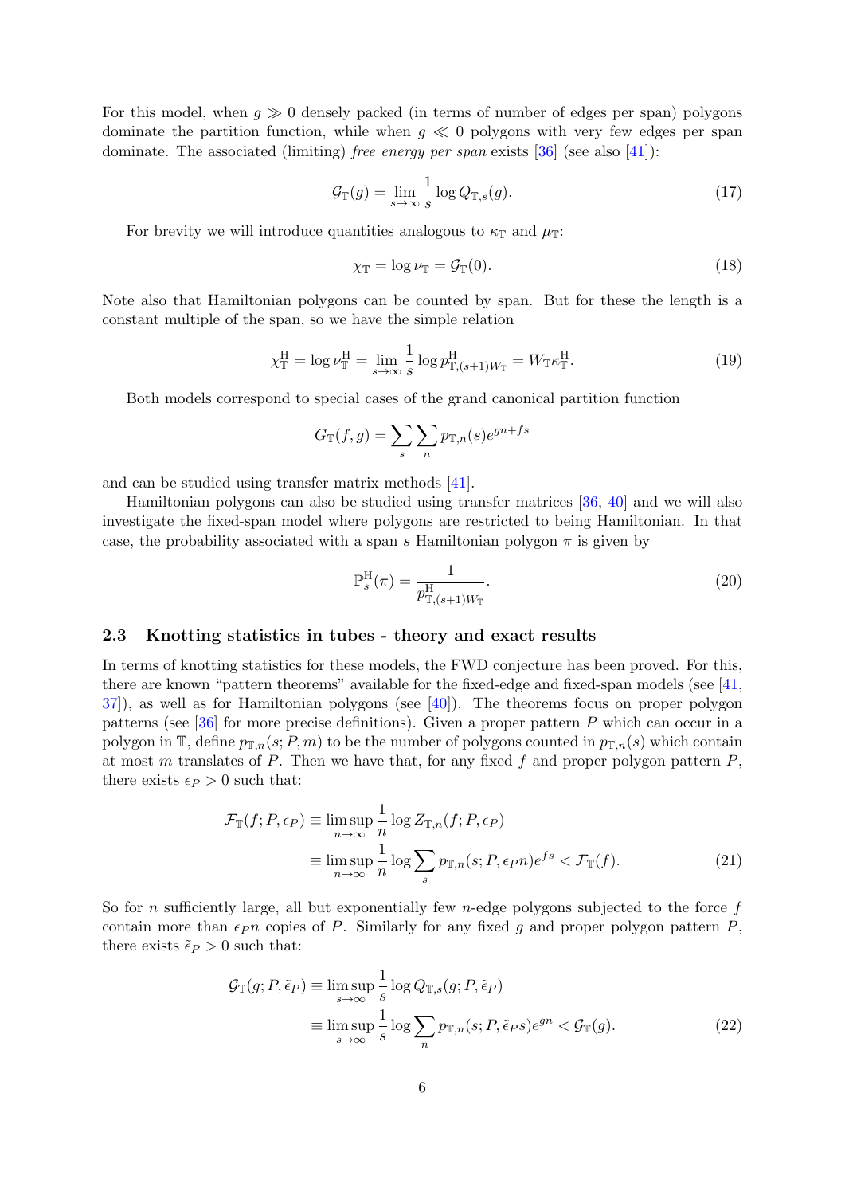For this model, when $g \gg 0$ densely packed (in terms of number of edges per span) polygons dominate the partition function, while when $g \ll 0$ polygons with very few edges per span dominate. The associated (limiting) *free energy per span* exists [36] (see also [41]):

$$\mathcal{G}_{\mathbb{T}}(g) = \lim_{s\to\infty} \frac{1}{s} \log Q_{\mathbb{T},s}(g). \tag{17}$$

For brevity we will introduce quantities analogous to $\kappa_{\mathbb{T}}$ and $\mu_{\mathbb{T}}$:

$$\chi_{\mathbb{T}} = \log \nu_{\mathbb{T}} = \mathcal{G}_{\mathbb{T}}(0). \tag{18}$$

Note also that Hamiltonian polygons can be counted by span. But for these the length is a constant multiple of the span, so we have the simple relation

$$\chi^{\mathrm{H}}_{\mathbb{T}} = \log \nu^{\mathrm{H}}_{\mathbb{T}} = \lim_{s\to\infty} \frac{1}{s} \log p^{\mathrm{H}}_{\mathbb{T},(s+1)W_{\mathbb{T}}} = W_{\mathbb{T}} \kappa^{\mathrm{H}}_{\mathbb{T}}. \tag{19}$$

Both models correspond to special cases of the grand canonical partition function

$$G_{\mathbb{T}}(f,g) = \sum_s \sum_n p_{\mathbb{T},n}(s) e^{gn+fs}$$

and can be studied using transfer matrix methods [41].

Hamiltonian polygons can also be studied using transfer matrices [36, 40] and we will also investigate the fixed-span model where polygons are restricted to being Hamiltonian. In that case, the probability associated with a span $s$ Hamiltonian polygon $\pi$ is given by

$$\mathbb{P}^{\mathrm{H}}_s(\pi) = \frac{1}{p^{\mathrm{H}}_{\mathbb{T},(s+1)W_{\mathbb{T}}}}. \tag{20}$$

## 2.3 Knotting statistics in tubes - theory and exact results

In terms of knotting statistics for these models, the FWD conjecture has been proved. For this, there are known "pattern theorems" available for the fixed-edge and fixed-span models (see [41, 37]), as well as for Hamiltonian polygons (see [40]). The theorems focus on proper polygon patterns (see [36] for more precise definitions). Given a proper pattern $P$ which can occur in a polygon in $\mathbb{T}$, define $p_{\mathbb{T},n}(s; P, m)$ to be the number of polygons counted in $p_{\mathbb{T},n}(s)$ which contain at most $m$ translates of $P$. Then we have that, for any fixed $f$ and proper polygon pattern $P$, there exists $\epsilon_P > 0$ such that:

$$\begin{aligned}
\mathcal{F}_{\mathbb{T}}(f; P, \epsilon_P) &\equiv \limsup_{n\to\infty} \frac{1}{n} \log Z_{\mathbb{T},n}(f; P, \epsilon_P) \\
&\equiv \limsup_{n\to\infty} \frac{1}{n} \log \sum_s p_{\mathbb{T},n}(s; P, \epsilon_P n) e^{fs} < \mathcal{F}_{\mathbb{T}}(f).
\end{aligned} \tag{21}$$

So for $n$ sufficiently large, all but exponentially few $n$-edge polygons subjected to the force $f$ contain more than $\epsilon_P n$ copies of $P$. Similarly for any fixed $g$ and proper polygon pattern $P$, there exists $\tilde{\epsilon}_P > 0$ such that:

$$\begin{aligned}
\mathcal{G}_{\mathbb{T}}(g; P, \tilde{\epsilon}_P) &\equiv \limsup_{s\to\infty} \frac{1}{s} \log Q_{\mathbb{T},s}(g; P, \tilde{\epsilon}_P) \\
&\equiv \limsup_{s\to\infty} \frac{1}{s} \log \sum_n p_{\mathbb{T},n}(s; P, \tilde{\epsilon}_P s) e^{gn} < \mathcal{G}_{\mathbb{T}}(g).
\end{aligned} \tag{22}$$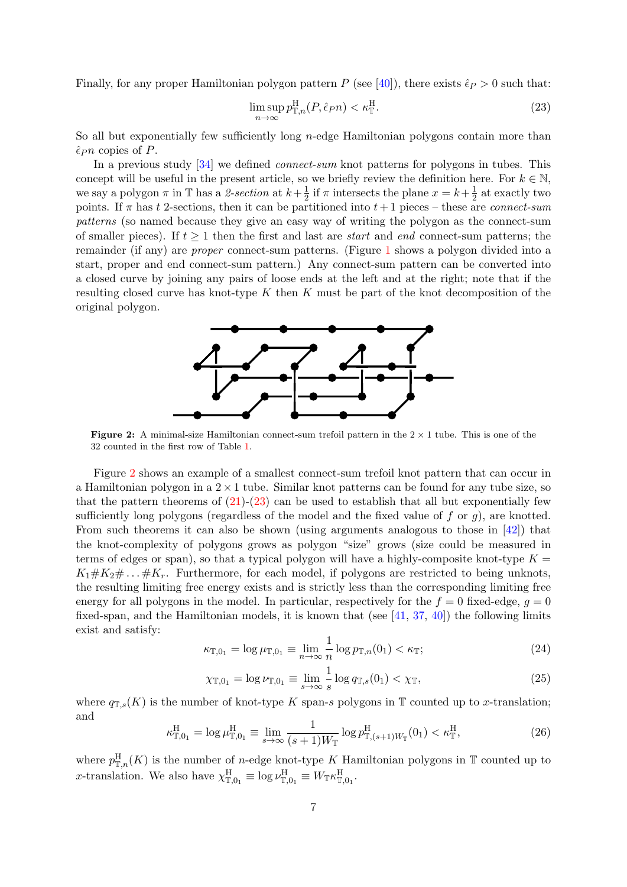Finally, for any proper Hamiltonian polygon pattern $P$ (see [40]), there exists $\hat{\epsilon}_P > 0$ such that:

$$\limsup_{n\to\infty} p^{\mathrm{H}}_{\mathbb{T},n}(P, \hat{\epsilon}_P n) < \kappa^{\mathrm{H}}_{\mathbb{T}}. \tag{23}$$

So all but exponentially few sufficiently long $n$-edge Hamiltonian polygons contain more than $\hat{\epsilon}_P n$ copies of $P$.

In a previous study [34] we defined *connect-sum* knot patterns for polygons in tubes. This concept will be useful in the present article, so we briefly review the definition here. For $k \in \mathbb{N}$, we say a polygon $\pi$ in $\mathbb{T}$ has a *2-section* at $k+\frac{1}{2}$ if $\pi$ intersects the plane $x = k+\frac{1}{2}$ at exactly two points. If $\pi$ has $t$ 2-sections, then it can be partitioned into $t+1$ pieces – these are *connect-sum patterns* (so named because they give an easy way of writing the polygon as the connect-sum of smaller pieces). If $t \geq 1$ then the first and last are *start* and *end* connect-sum patterns; the remainder (if any) are *proper* connect-sum patterns. (Figure 1 shows a polygon divided into a start, proper and end connect-sum pattern.) Any connect-sum pattern can be converted into a closed curve by joining any pairs of loose ends at the left and at the right; note that if the resulting closed curve has knot-type $K$ then $K$ must be part of the knot decomposition of the original polygon.

**Figure 2:** A minimal-size Hamiltonian connect-sum trefoil pattern in the $2 \times 1$ tube. This is one of the 32 counted in the first row of Table 1.

Figure 2 shows an example of a smallest connect-sum trefoil knot pattern that can occur in a Hamiltonian polygon in a $2 \times 1$ tube. Similar knot patterns can be found for any tube size, so that the pattern theorems of (21)-(23) can be used to establish that all but exponentially few sufficiently long polygons (regardless of the model and the fixed value of $f$ or $g$), are knotted. From such theorems it can also be shown (using arguments analogous to those in [42]) that the knot-complexity of polygons grows as polygon "size" grows (size could be measured in terms of edges or span), so that a typical polygon will have a highly-composite knot-type $K = K_1 \# K_2 \# \dots \# K_r$. Furthermore, for each model, if polygons are restricted to being unknots, the resulting limiting free energy exists and is strictly less than the corresponding limiting free energy for all polygons in the model. In particular, respectively for the $f = 0$ fixed-edge, $g = 0$ fixed-span, and the Hamiltonian models, it is known that (see [41, 37, 40]) the following limits exist and satisfy:

$$\kappa_{\mathbb{T},0_1} = \log \mu_{\mathbb{T},0_1} \equiv \lim_{n\to\infty} \frac{1}{n} \log p_{\mathbb{T},n}(0_1) < \kappa_{\mathbb{T}}; \tag{24}$$

$$\chi_{\mathbb{T},0_1} = \log \nu_{\mathbb{T},0_1} \equiv \lim_{s\to\infty} \frac{1}{s} \log q_{\mathbb{T},s}(0_1) < \chi_{\mathbb{T}}, \tag{25}$$

where $q_{\mathbb{T},s}(K)$ is the number of knot-type $K$ span-$s$ polygons in $\mathbb{T}$ counted up to $x$-translation; and

$$\kappa^{\mathrm{H}}_{\mathbb{T},0_1} = \log \mu^{\mathrm{H}}_{\mathbb{T},0_1} \equiv \lim_{s\to\infty} \frac{1}{(s+1)W_{\mathbb{T}}} \log p^{\mathrm{H}}_{\mathbb{T},(s+1)W_{\mathbb{T}}}(0_1) < \kappa^{\mathrm{H}}_{\mathbb{T}}, \tag{26}$$

where $p^{\mathrm{H}}_{\mathbb{T},n}(K)$ is the number of $n$-edge knot-type $K$ Hamiltonian polygons in $\mathbb{T}$ counted up to $x$-translation. We also have $\chi^{\mathrm{H}}_{\mathbb{T},0_1} \equiv \log \nu^{\mathrm{H}}_{\mathbb{T},0_1} \equiv W_{\mathbb{T}} \kappa^{\mathrm{H}}_{\mathbb{T},0_1}$.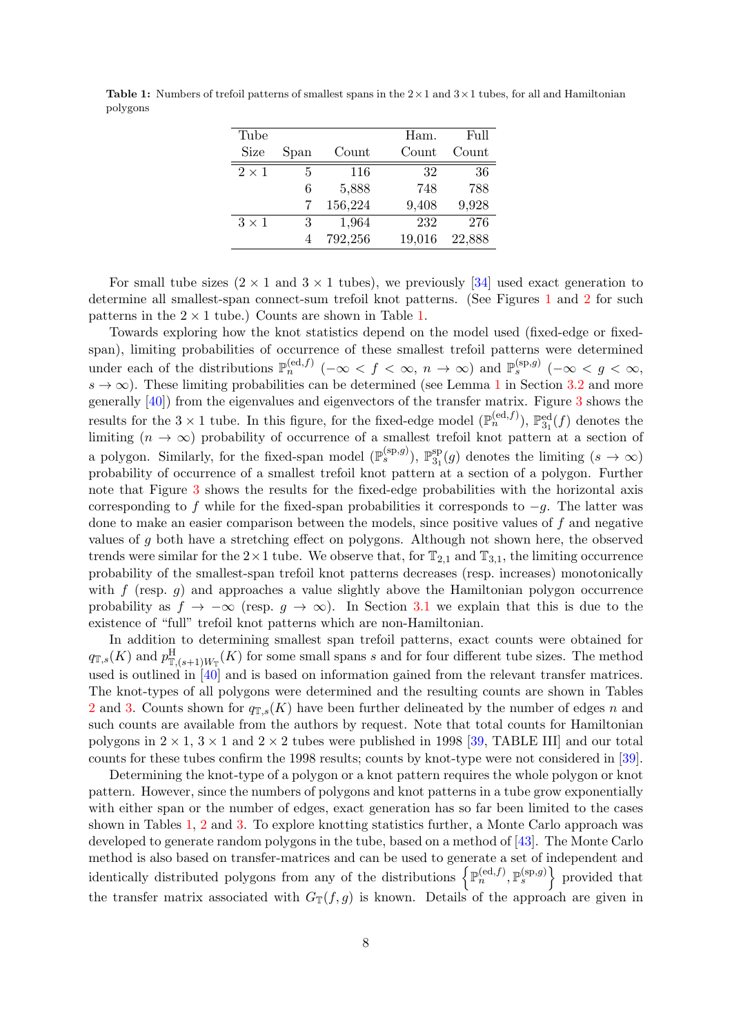**Table 1:** Numbers of trefoil patterns of smallest spans in the $2\times1$ and $3\times1$ tubes, for all and Hamiltonian polygons

| Tube Size | Span | Count | Ham. Count | Full Count |
|---|---|---|---|---|
| $2\times1$ | 5 | 116 | 32 | 36 |
| | 6 | 5,888 | 748 | 788 |
| | 7 | 156,224 | 9,408 | 9,928 |
| $3\times1$ | 3 | 1,964 | 232 | 276 |
| | 4 | 792,256 | 19,016 | 22,888 |

For small tube sizes ($2\times1$ and $3\times1$ tubes), we previously [34] used exact generation to determine all smallest-span connect-sum trefoil knot patterns. (See Figures 1 and 2 for such patterns in the $2\times1$ tube.) Counts are shown in Table 1.

Towards exploring how the knot statistics depend on the model used (fixed-edge or fixed-span), limiting probabilities of occurrence of these smallest trefoil patterns were determined under each of the distributions $\mathbb{P}_n^{(\mathrm{ed},f)}$ ($-\infty < f < \infty$, $n\to\infty$) and $\mathbb{P}_s^{(\mathrm{sp},g)}$ ($-\infty < g < \infty$, $s\to\infty$). These limiting probabilities can be determined (see Lemma 1 in Section 3.2 and more generally [40]) from the eigenvalues and eigenvectors of the transfer matrix. Figure 3 shows the results for the $3\times1$ tube. In this figure, for the fixed-edge model ($\mathbb{P}_n^{(\mathrm{ed},f)}$), $\mathbb{P}_{3_1}^{\mathrm{ed}}(f)$ denotes the limiting ($n\to\infty$) probability of occurrence of a smallest trefoil knot pattern at a section of a polygon. Similarly, for the fixed-span model ($\mathbb{P}_s^{(\mathrm{sp},g)}$), $\mathbb{P}_{3_1}^{\mathrm{sp}}(g)$ denotes the limiting ($s\to\infty$) probability of occurrence of a smallest trefoil knot pattern at a section of a polygon. Further note that Figure 3 shows the results for the fixed-edge probabilities with the horizontal axis corresponding to $f$ while for the fixed-span probabilities it corresponds to $-g$. The latter was done to make an easier comparison between the models, since positive values of $f$ and negative values of $g$ both have a stretching effect on polygons. Although not shown here, the observed trends were similar for the $2\times1$ tube. We observe that, for $\mathbb{T}_{2,1}$ and $\mathbb{T}_{3,1}$, the limiting occurrence probability of the smallest-span trefoil knot patterns decreases (resp. increases) monotonically with $f$ (resp. $g$) and approaches a value slightly above the Hamiltonian polygon occurrence probability as $f\to-\infty$ (resp. $g\to\infty$). In Section 3.1 we explain that this is due to the existence of "full" trefoil knot patterns which are non-Hamiltonian.

In addition to determining smallest span trefoil patterns, exact counts were obtained for $q_{\mathbb{T},s}(K)$ and $p^{\mathrm{H}}_{\mathbb{T},(s+1)W_{\mathbb{T}}}(K)$ for some small spans $s$ and for four different tube sizes. The method used is outlined in [40] and is based on information gained from the relevant transfer matrices. The knot-types of all polygons were determined and the resulting counts are shown in Tables 2 and 3. Counts shown for $q_{\mathbb{T},s}(K)$ have been further delineated by the number of edges $n$ and such counts are available from the authors by request. Note that total counts for Hamiltonian polygons in $2\times1$, $3\times1$ and $2\times2$ tubes were published in 1998 [39, TABLE III] and our total counts for these tubes confirm the 1998 results; counts by knot-type were not considered in [39].

Determining the knot-type of a polygon or a knot pattern requires the whole polygon or knot pattern. However, since the numbers of polygons and knot patterns in a tube grow exponentially with either span or the number of edges, exact generation has so far been limited to the cases shown in Tables 1, 2 and 3. To explore knotting statistics further, a Monte Carlo approach was developed to generate random polygons in the tube, based on a method of [43]. The Monte Carlo method is also based on transfer-matrices and can be used to generate a set of independent and identically distributed polygons from any of the distributions $\left\{\mathbb{P}_n^{(\mathrm{ed},f)}, \mathbb{P}_s^{(\mathrm{sp},g)}\right\}$ provided that the transfer matrix associated with $G_{\mathbb{T}}(f,g)$ is known. Details of the approach are given in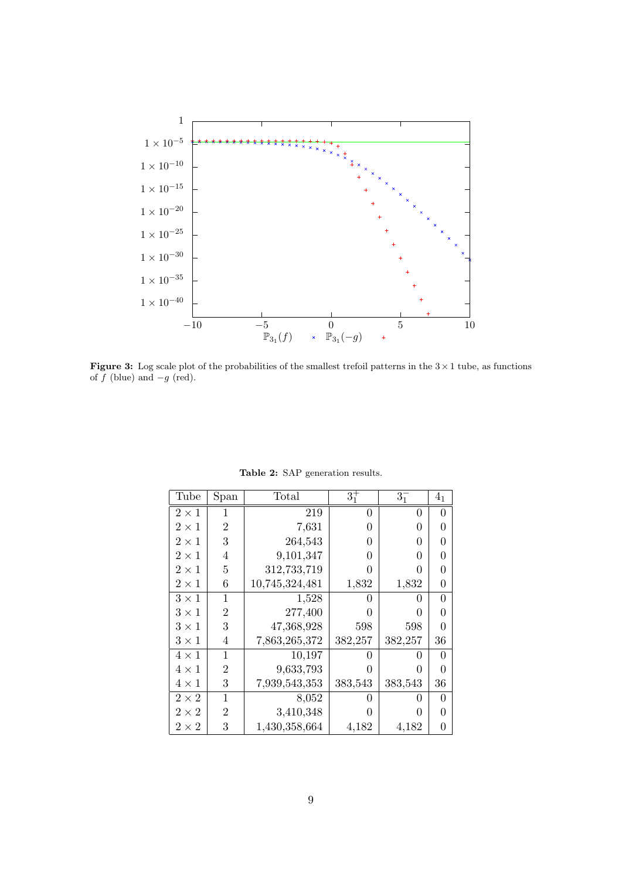**Figure 3:** Log scale plot of the probabilities of the smallest trefoil patterns in the $3 \times 1$ tube, as functions of $f$ (blue) and $-g$ (red).

**Table 2:** SAP generation results.

| Tube | Span | Total | $3_1^+$ | $3_1^-$ | $4_1$ |
|---|---|---|---|---|---|
| $2 \times 1$ | 1 | 219 | 0 | 0 | 0 |
| $2 \times 1$ | 2 | 7,631 | 0 | 0 | 0 |
| $2 \times 1$ | 3 | 264,543 | 0 | 0 | 0 |
| $2 \times 1$ | 4 | 9,101,347 | 0 | 0 | 0 |
| $2 \times 1$ | 5 | 312,733,719 | 0 | 0 | 0 |
| $2 \times 1$ | 6 | 10,745,324,481 | 1,832 | 1,832 | 0 |
| $3 \times 1$ | 1 | 1,528 | 0 | 0 | 0 |
| $3 \times 1$ | 2 | 277,400 | 0 | 0 | 0 |
| $3 \times 1$ | 3 | 47,368,928 | 598 | 598 | 0 |
| $3 \times 1$ | 4 | 7,863,265,372 | 382,257 | 382,257 | 36 |
| $4 \times 1$ | 1 | 10,197 | 0 | 0 | 0 |
| $4 \times 1$ | 2 | 9,633,793 | 0 | 0 | 0 |
| $4 \times 1$ | 3 | 7,939,543,353 | 383,543 | 383,543 | 36 |
| $2 \times 2$ | 1 | 8,052 | 0 | 0 | 0 |
| $2 \times 2$ | 2 | 3,410,348 | 0 | 0 | 0 |
| $2 \times 2$ | 3 | 1,430,358,664 | 4,182 | 4,182 | 0 |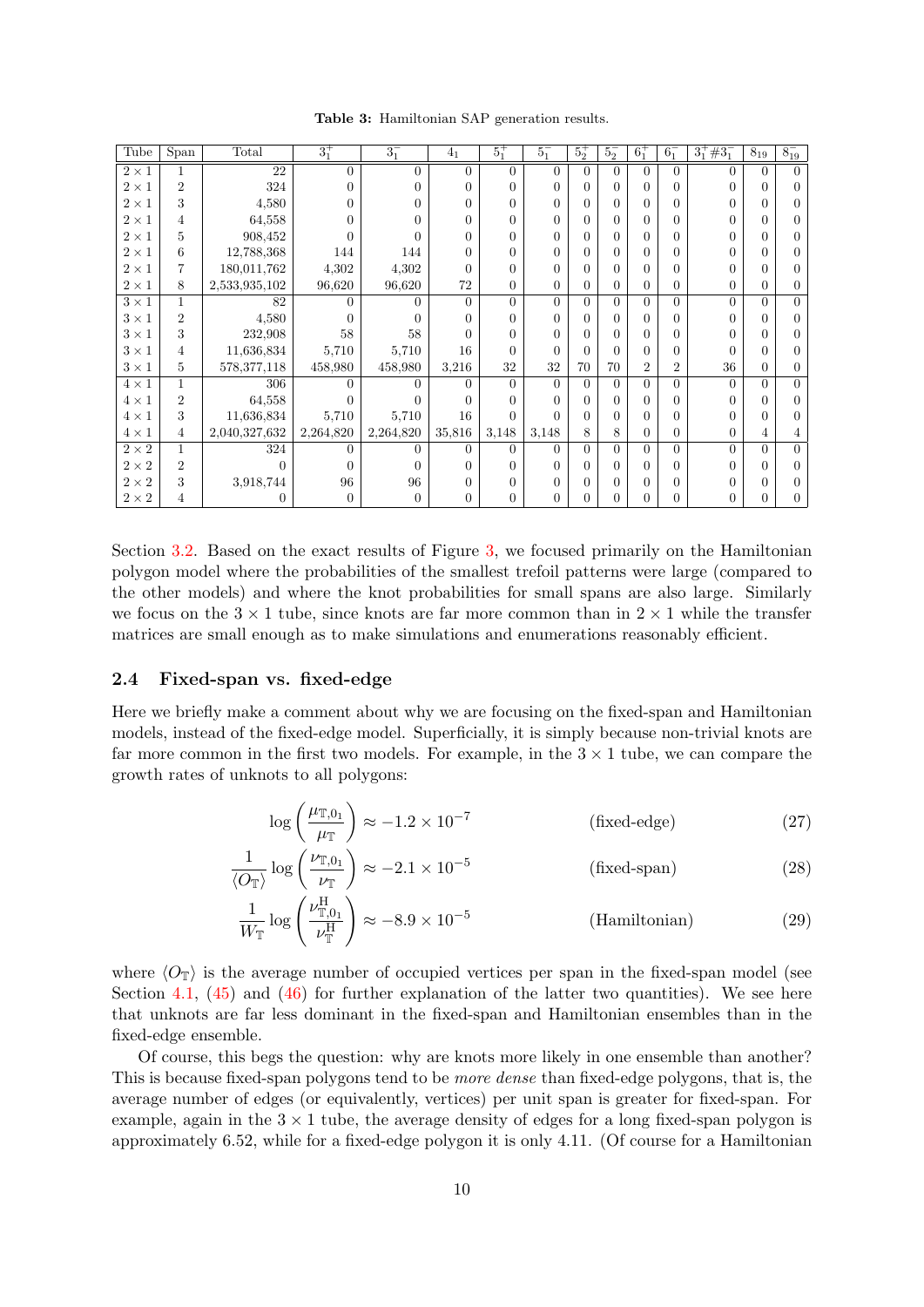**Table 3:** Hamiltonian SAP generation results.

| Tube | Span | Total | $3_1^+$ | $3_1^-$ | $4_1$ | $5_1^+$ | $5_1^-$ | $5_2^+$ | $5_2^-$ | $6_1^+$ | $6_1^-$ | $3_1^+\#3_1^-$ | $8_{19}$ | $8_{19}^-$ |
|---|---|---|---|---|---|---|---|---|---|---|---|---|---|---|
| $2\times1$ | 1 | 22 | 0 | 0 | 0 | 0 | 0 | 0 | 0 | 0 | 0 | 0 | 0 | 0 |
| $2\times1$ | 2 | 324 | 0 | 0 | 0 | 0 | 0 | 0 | 0 | 0 | 0 | 0 | 0 | 0 |
| $2\times1$ | 3 | 4,580 | 0 | 0 | 0 | 0 | 0 | 0 | 0 | 0 | 0 | 0 | 0 | 0 |
| $2\times1$ | 4 | 64,558 | 0 | 0 | 0 | 0 | 0 | 0 | 0 | 0 | 0 | 0 | 0 | 0 |
| $2\times1$ | 5 | 908,452 | 0 | 0 | 0 | 0 | 0 | 0 | 0 | 0 | 0 | 0 | 0 | 0 |
| $2\times1$ | 6 | 12,788,368 | 144 | 144 | 0 | 0 | 0 | 0 | 0 | 0 | 0 | 0 | 0 | 0 |
| $2\times1$ | 7 | 180,011,762 | 4,302 | 4,302 | 0 | 0 | 0 | 0 | 0 | 0 | 0 | 0 | 0 | 0 |
| $2\times1$ | 8 | 2,533,935,102 | 96,620 | 96,620 | 72 | 0 | 0 | 0 | 0 | 0 | 0 | 0 | 0 | 0 |
| $3\times1$ | 1 | 82 | 0 | 0 | 0 | 0 | 0 | 0 | 0 | 0 | 0 | 0 | 0 | 0 |
| $3\times1$ | 2 | 4,580 | 0 | 0 | 0 | 0 | 0 | 0 | 0 | 0 | 0 | 0 | 0 | 0 |
| $3\times1$ | 3 | 232,908 | 58 | 58 | 0 | 0 | 0 | 0 | 0 | 0 | 0 | 0 | 0 | 0 |
| $3\times1$ | 4 | 11,636,834 | 5,710 | 5,710 | 16 | 0 | 0 | 0 | 0 | 0 | 0 | 0 | 0 | 0 |
| $3\times1$ | 5 | 578,377,118 | 458,980 | 458,980 | 3,216 | 32 | 32 | 70 | 70 | 2 | 2 | 36 | 0 | 0 |
| $4\times1$ | 1 | 306 | 0 | 0 | 0 | 0 | 0 | 0 | 0 | 0 | 0 | 0 | 0 | 0 |
| $4\times1$ | 2 | 64,558 | 0 | 0 | 0 | 0 | 0 | 0 | 0 | 0 | 0 | 0 | 0 | 0 |
| $4\times1$ | 3 | 11,636,834 | 5,710 | 5,710 | 16 | 0 | 0 | 0 | 0 | 0 | 0 | 0 | 0 | 0 |
| $4\times1$ | 4 | 2,040,327,632 | 2,264,820 | 2,264,820 | 35,816 | 3,148 | 3,148 | 8 | 8 | 0 | 0 | 0 | 4 | 4 |
| $2\times2$ | 1 | 324 | 0 | 0 | 0 | 0 | 0 | 0 | 0 | 0 | 0 | 0 | 0 | 0 |
| $2\times2$ | 2 | 0 | 0 | 0 | 0 | 0 | 0 | 0 | 0 | 0 | 0 | 0 | 0 | 0 |
| $2\times2$ | 3 | 3,918,744 | 96 | 96 | 0 | 0 | 0 | 0 | 0 | 0 | 0 | 0 | 0 | 0 |
| $2\times2$ | 4 | 0 | 0 | 0 | 0 | 0 | 0 | 0 | 0 | 0 | 0 | 0 | 0 | 0 |

Section 3.2. Based on the exact results of Figure 3, we focused primarily on the Hamiltonian polygon model where the probabilities of the smallest trefoil patterns were large (compared to the other models) and where the knot probabilities for small spans are also large. Similarly we focus on the $3 \times 1$ tube, since knots are far more common than in $2 \times 1$ while the transfer matrices are small enough as to make simulations and enumerations reasonably efficient.

## 2.4 Fixed-span vs. fixed-edge

Here we briefly make a comment about why we are focusing on the fixed-span and Hamiltonian models, instead of the fixed-edge model. Superficially, it is simply because non-trivial knots are far more common in the first two models. For example, in the $3 \times 1$ tube, we can compare the growth rates of unknots to all polygons:

$$\log\left(\frac{\mu_{\mathbb{T},0_1}}{\mu_{\mathbb{T}}}\right) \approx -1.2 \times 10^{-7} \qquad \text{(fixed-edge)} \tag{27}$$

$$\frac{1}{\langle O_{\mathbb{T}}\rangle}\log\left(\frac{\nu_{\mathbb{T},0_1}}{\nu_{\mathbb{T}}}\right) \approx -2.1 \times 10^{-5} \qquad \text{(fixed-span)} \tag{28}$$

$$\frac{1}{W_{\mathbb{T}}}\log\left(\frac{\nu^{\mathrm{H}}_{\mathbb{T},0_1}}{\nu^{\mathrm{H}}_{\mathbb{T}}}\right) \approx -8.9 \times 10^{-5} \qquad \text{(Hamiltonian)} \tag{29}$$

where $\langle O_{\mathbb{T}}\rangle$ is the average number of occupied vertices per span in the fixed-span model (see Section 4.1, (45) and (46) for further explanation of the latter two quantities). We see here that unknots are far less dominant in the fixed-span and Hamiltonian ensembles than in the fixed-edge ensemble.

Of course, this begs the question: why are knots more likely in one ensemble than another? This is because fixed-span polygons tend to be *more dense* than fixed-edge polygons, that is, the average number of edges (or equivalently, vertices) per unit span is greater for fixed-span. For example, again in the $3 \times 1$ tube, the average density of edges for a long fixed-span polygon is approximately 6.52, while for a fixed-edge polygon it is only 4.11. (Of course for a Hamiltonian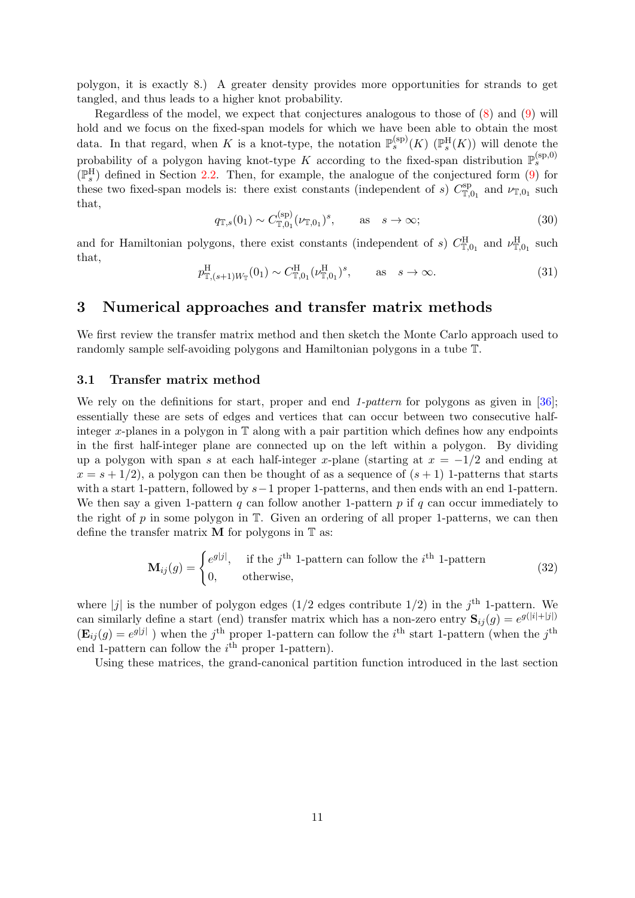polygon, it is exactly 8.) A greater density provides more opportunities for strands to get tangled, and thus leads to a higher knot probability.

Regardless of the model, we expect that conjectures analogous to those of (8) and (9) will hold and we focus on the fixed-span models for which we have been able to obtain the most data. In that regard, when $K$ is a knot-type, the notation $\mathbb{P}_s^{(\mathrm{sp})}(K)$ ($\mathbb{P}_s^{\mathrm{H}}(K)$) will denote the probability of a polygon having knot-type $K$ according to the fixed-span distribution $\mathbb{P}_s^{(\mathrm{sp},0)}$ ($\mathbb{P}_s^{\mathrm{H}}$) defined in Section 2.2. Then, for example, the analogue of the conjectured form (9) for these two fixed-span models is: there exist constants (independent of $s$) $C_{\mathbb{T},0_1}^{\mathrm{sp}}$ and $\nu_{\mathbb{T},0_1}$ such that,

$$q_{\mathbb{T},s}(0_1) \sim C_{\mathbb{T},0_1}^{(\mathrm{sp})}(\nu_{\mathbb{T},0_1})^s, \qquad \text{as} \quad s \to \infty; \tag{30}$$

and for Hamiltonian polygons, there exist constants (independent of $s$) $C_{\mathbb{T},0_1}^{\mathrm{H}}$ and $\nu_{\mathbb{T},0_1}^{\mathrm{H}}$ such that,

$$p_{\mathbb{T},(s+1)W_{\mathbb{T}}}^{\mathrm{H}}(0_1) \sim C_{\mathbb{T},0_1}^{\mathrm{H}}(\nu_{\mathbb{T},0_1}^{\mathrm{H}})^s, \qquad \text{as} \quad s \to \infty. \tag{31}$$

# 3 Numerical approaches and transfer matrix methods

We first review the transfer matrix method and then sketch the Monte Carlo approach used to randomly sample self-avoiding polygons and Hamiltonian polygons in a tube $\mathbb{T}$.

## 3.1 Transfer matrix method

We rely on the definitions for start, proper and end *1-pattern* for polygons as given in [36]; essentially these are sets of edges and vertices that can occur between two consecutive half-integer $x$-planes in a polygon in $\mathbb{T}$ along with a pair partition which defines how any endpoints in the first half-integer plane are connected up on the left within a polygon. By dividing up a polygon with span $s$ at each half-integer $x$-plane (starting at $x = -1/2$ and ending at $x = s + 1/2$), a polygon can then be thought of as a sequence of $(s+1)$ 1-patterns that starts with a start 1-pattern, followed by $s-1$ proper 1-patterns, and then ends with an end 1-pattern. We then say a given 1-pattern $q$ can follow another 1-pattern $p$ if $q$ can occur immediately to the right of $p$ in some polygon in $\mathbb{T}$. Given an ordering of all proper 1-patterns, we can then define the transfer matrix $\mathbf{M}$ for polygons in $\mathbb{T}$ as:

$$\mathbf{M}_{ij}(g) = \begin{cases} e^{g|j|}, & \text{if the } j^{\text{th}} \text{ 1-pattern can follow the } i^{\text{th}} \text{ 1-pattern} \\ 0, & \text{otherwise,} \end{cases} \tag{32}$$

where $|j|$ is the number of polygon edges (1/2 edges contribute 1/2) in the $j^{\text{th}}$ 1-pattern. We can similarly define a start (end) transfer matrix which has a non-zero entry $\mathbf{S}_{ij}(g) = e^{g(|i|+|j|)}$ ($\mathbf{E}_{ij}(g) = e^{g|j|}$ ) when the $j^{\text{th}}$ proper 1-pattern can follow the $i^{\text{th}}$ start 1-pattern (when the $j^{\text{th}}$ end 1-pattern can follow the $i^{\text{th}}$ proper 1-pattern).

Using these matrices, the grand-canonical partition function introduced in the last section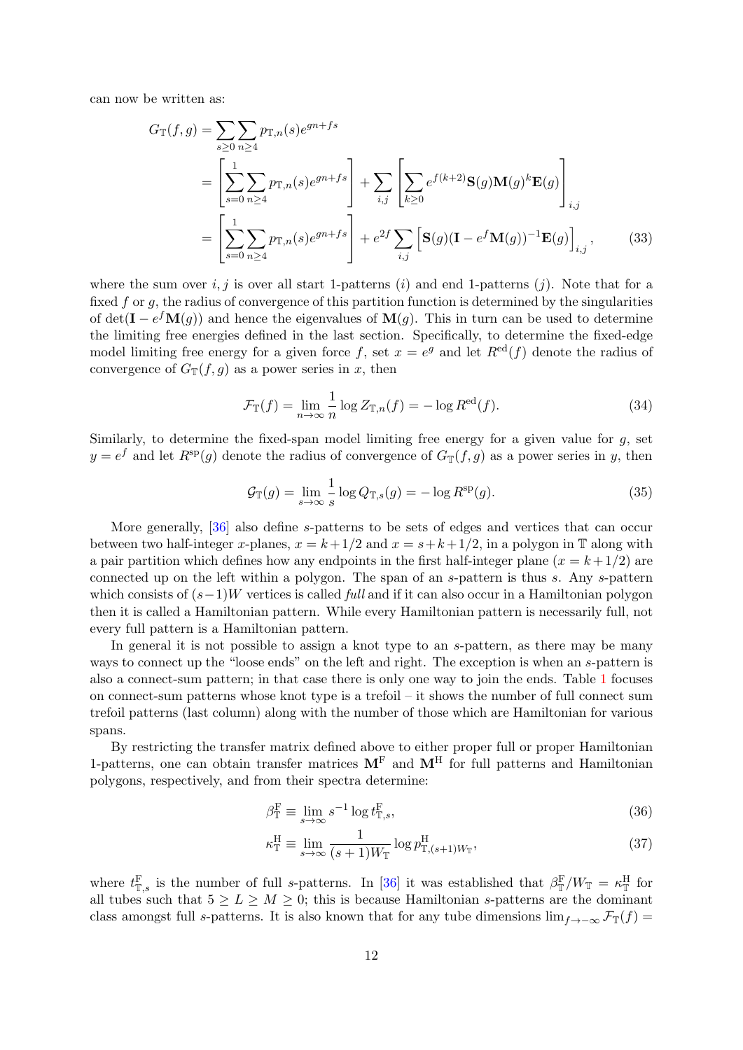can now be written as:

$$
\begin{aligned}
G_{\mathbb{T}}(f,g) &= \sum_{s\geq 0}\sum_{n\geq 4} p_{\mathbb{T},n}(s) e^{gn+fs} \\
&= \left[\sum_{s=0}^{1}\sum_{n\geq 4} p_{\mathbb{T},n}(s) e^{gn+fs}\right] + \sum_{i,j}\left[\sum_{k\geq 0} e^{f(k+2)}\mathbf{S}(g)\mathbf{M}(g)^k\mathbf{E}(g)\right]_{i,j} \\
&= \left[\sum_{s=0}^{1}\sum_{n\geq 4} p_{\mathbb{T},n}(s) e^{gn+fs}\right] + e^{2f}\sum_{i,j}\left[\mathbf{S}(g)(\mathbf{I}-e^{f}\mathbf{M}(g))^{-1}\mathbf{E}(g)\right]_{i,j}, \qquad (33)
\end{aligned}
$$

where the sum over $i,j$ is over all start 1-patterns ($i$) and end 1-patterns ($j$). Note that for a fixed $f$ or $g$, the radius of convergence of this partition function is determined by the singularities of $\det(\mathbf{I}-e^{f}\mathbf{M}(g))$ and hence the eigenvalues of $\mathbf{M}(g)$. This in turn can be used to determine the limiting free energies defined in the last section. Specifically, to determine the fixed-edge model limiting free energy for a given force $f$, set $x = e^g$ and let $R^{\text{ed}}(f)$ denote the radius of convergence of $G_{\mathbb{T}}(f,g)$ as a power series in $x$, then

$$
\mathcal{F}_{\mathbb{T}}(f) = \lim_{n\to\infty}\frac{1}{n}\log Z_{\mathbb{T},n}(f) = -\log R^{\text{ed}}(f). \qquad (34)
$$

Similarly, to determine the fixed-span model limiting free energy for a given value for $g$, set $y = e^f$ and let $R^{\text{sp}}(g)$ denote the radius of convergence of $G_{\mathbb{T}}(f,g)$ as a power series in $y$, then

$$
\mathcal{G}_{\mathbb{T}}(g) = \lim_{s\to\infty}\frac{1}{s}\log Q_{\mathbb{T},s}(g) = -\log R^{\text{sp}}(g). \qquad (35)
$$

More generally, [36] also define $s$-patterns to be sets of edges and vertices that can occur between two half-integer $x$-planes, $x = k+1/2$ and $x = s+k+1/2$, in a polygon in $\mathbb{T}$ along with a pair partition which defines how any endpoints in the first half-integer plane ($x = k+1/2$) are connected up on the left within a polygon. The span of an $s$-pattern is thus $s$. Any $s$-pattern which consists of $(s-1)W$ vertices is called *full* and if it can also occur in a Hamiltonian polygon then it is called a Hamiltonian pattern. While every Hamiltonian pattern is necessarily full, not every full pattern is a Hamiltonian pattern.

In general it is not possible to assign a knot type to an $s$-pattern, as there may be many ways to connect up the "loose ends" on the left and right. The exception is when an $s$-pattern is also a connect-sum pattern; in that case there is only one way to join the ends. Table 1 focuses on connect-sum patterns whose knot type is a trefoil – it shows the number of full connect sum trefoil patterns (last column) along with the number of those which are Hamiltonian for various spans.

By restricting the transfer matrix defined above to either proper full or proper Hamiltonian 1-patterns, one can obtain transfer matrices $\mathbf{M}^{\text{F}}$ and $\mathbf{M}^{\text{H}}$ for full patterns and Hamiltonian polygons, respectively, and from their spectra determine:

$$
\beta^{\text{F}}_{\mathbb{T}} \equiv \lim_{s\to\infty} s^{-1}\log t^{\text{F}}_{\mathbb{T},s}, \qquad (36)
$$

$$
\kappa^{\text{H}}_{\mathbb{T}} \equiv \lim_{s\to\infty}\frac{1}{(s+1)W_{\mathbb{T}}}\log p^{\text{H}}_{\mathbb{T},(s+1)W_{\mathbb{T}}}, \qquad (37)
$$

where $t^{\text{F}}_{\mathbb{T},s}$ is the number of full $s$-patterns. In [36] it was established that $\beta^{\text{F}}_{\mathbb{T}}/W_{\mathbb{T}} = \kappa^{\text{H}}_{\mathbb{T}}$ for all tubes such that $5 \geq L \geq M \geq 0$; this is because Hamiltonian $s$-patterns are the dominant class amongst full $s$-patterns. It is also known that for any tube dimensions $\lim_{f\to-\infty}\mathcal{F}_{\mathbb{T}}(f) =$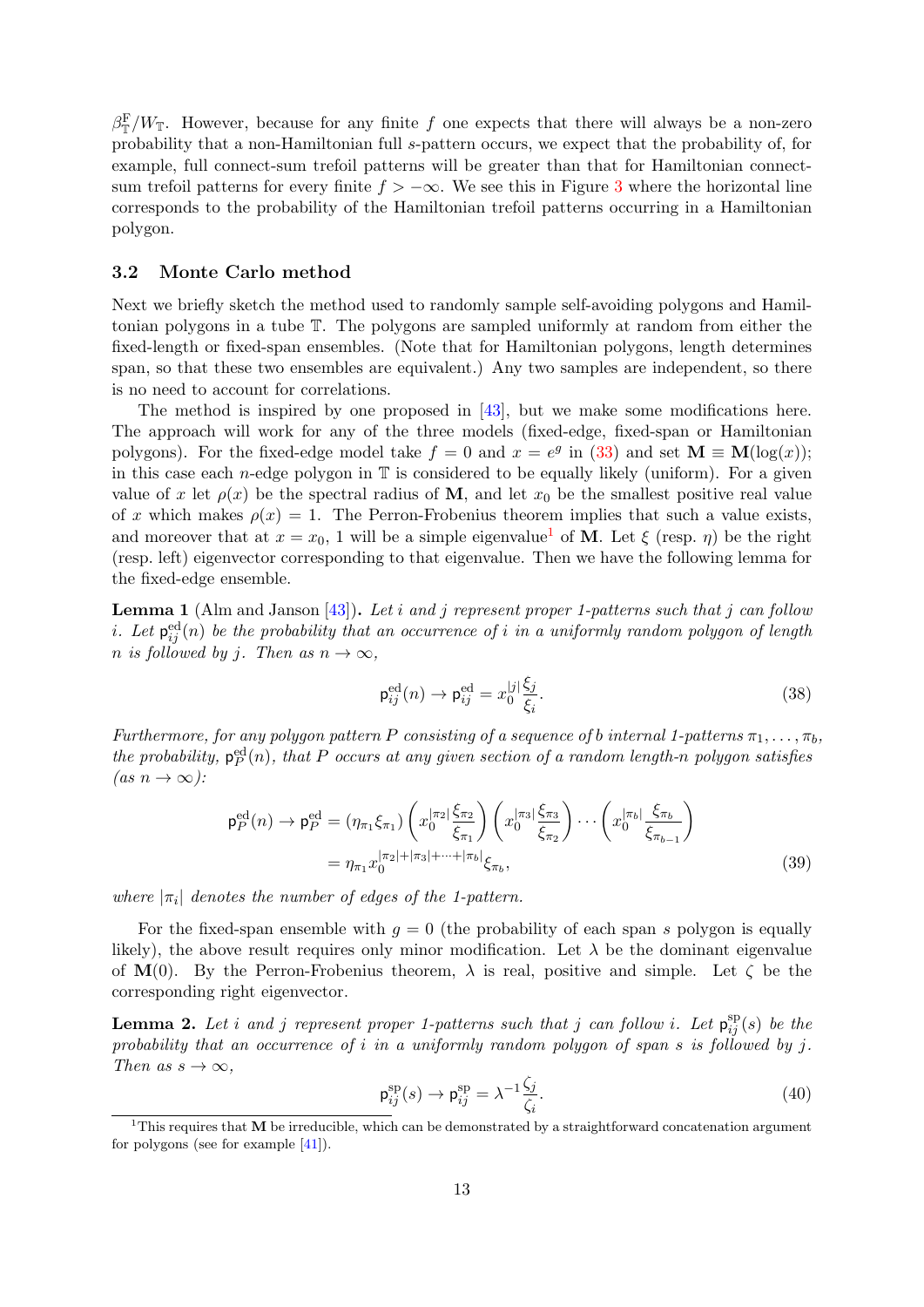$\beta_{\mathbb{T}}^{\mathrm{F}}/W_{\mathbb{T}}$. However, because for any finite $f$ one expects that there will always be a non-zero probability that a non-Hamiltonian full $s$-pattern occurs, we expect that the probability of, for example, full connect-sum trefoil patterns will be greater than that for Hamiltonian connect-sum trefoil patterns for every finite $f > -\infty$. We see this in Figure 3 where the horizontal line corresponds to the probability of the Hamiltonian trefoil patterns occurring in a Hamiltonian polygon.

### 3.2 Monte Carlo method

Next we briefly sketch the method used to randomly sample self-avoiding polygons and Hamiltonian polygons in a tube $\mathbb{T}$. The polygons are sampled uniformly at random from either the fixed-length or fixed-span ensembles. (Note that for Hamiltonian polygons, length determines span, so that these two ensembles are equivalent.) Any two samples are independent, so there is no need to account for correlations.

The method is inspired by one proposed in [43], but we make some modifications here. The approach will work for any of the three models (fixed-edge, fixed-span or Hamiltonian polygons). For the fixed-edge model take $f = 0$ and $x = e^g$ in (33) and set $\mathbf{M} \equiv \mathbf{M}(\log(x))$; in this case each $n$-edge polygon in $\mathbb{T}$ is considered to be equally likely (uniform). For a given value of $x$ let $\rho(x)$ be the spectral radius of $\mathbf{M}$, and let $x_0$ be the smallest positive real value of $x$ which makes $\rho(x) = 1$. The Perron-Frobenius theorem implies that such a value exists, and moreover that at $x = x_0$, 1 will be a simple eigenvalue[1] of $\mathbf{M}$. Let $\xi$ (resp. $\eta$) be the right (resp. left) eigenvector corresponding to that eigenvalue. Then we have the following lemma for the fixed-edge ensemble.

**Lemma 1** (Alm and Janson [43])**.** *Let $i$ and $j$ represent proper 1-patterns such that $j$ can follow $i$. Let $\mathsf{p}_{ij}^{\mathrm{ed}}(n)$ be the probability that an occurrence of $i$ in a uniformly random polygon of length $n$ is followed by $j$. Then as $n \to \infty$,*

$$\mathsf{p}_{ij}^{\mathrm{ed}}(n) \to \mathsf{p}_{ij}^{\mathrm{ed}} = x_0^{|j|} \frac{\xi_j}{\xi_i}. \tag{38}$$

*Furthermore, for any polygon pattern $P$ consisting of a sequence of $b$ internal 1-patterns $\pi_1, \ldots, \pi_b$, the probability, $\mathsf{p}_P^{\mathrm{ed}}(n)$, that $P$ occurs at any given section of a random length-$n$ polygon satisfies (as $n \to \infty$):*

$$\begin{aligned}\mathsf{p}_P^{\mathrm{ed}}(n) \to \mathsf{p}_P^{\mathrm{ed}} &= (\eta_{\pi_1}\xi_{\pi_1}) \left( x_0^{|\pi_2|} \frac{\xi_{\pi_2}}{\xi_{\pi_1}} \right) \left( x_0^{|\pi_3|} \frac{\xi_{\pi_3}}{\xi_{\pi_2}} \right) \cdots \left( x_0^{|\pi_b|} \frac{\xi_{\pi_b}}{\xi_{\pi_{b-1}}} \right) \\ &= \eta_{\pi_1} x_0^{|\pi_2|+|\pi_3|+\cdots+|\pi_b|} \xi_{\pi_b},\end{aligned} \tag{39}$$

*where $|\pi_i|$ denotes the number of edges of the 1-pattern.*

For the fixed-span ensemble with $g = 0$ (the probability of each span $s$ polygon is equally likely), the above result requires only minor modification. Let $\lambda$ be the dominant eigenvalue of $\mathbf{M}(0)$. By the Perron-Frobenius theorem, $\lambda$ is real, positive and simple. Let $\zeta$ be the corresponding right eigenvector.

**Lemma 2.** *Let $i$ and $j$ represent proper 1-patterns such that $j$ can follow $i$. Let $\mathsf{p}_{ij}^{\mathrm{sp}}(s)$ be the probability that an occurrence of $i$ in a uniformly random polygon of span $s$ is followed by $j$. Then as $s \to \infty$,*

$$\mathsf{p}_{ij}^{\mathrm{sp}}(s) \to \mathsf{p}_{ij}^{\mathrm{sp}} = \lambda^{-1} \frac{\zeta_j}{\zeta_i}. \tag{40}$$

[1] This requires that $\mathbf{M}$ be irreducible, which can be demonstrated by a straightforward concatenation argument for polygons (see for example [41]).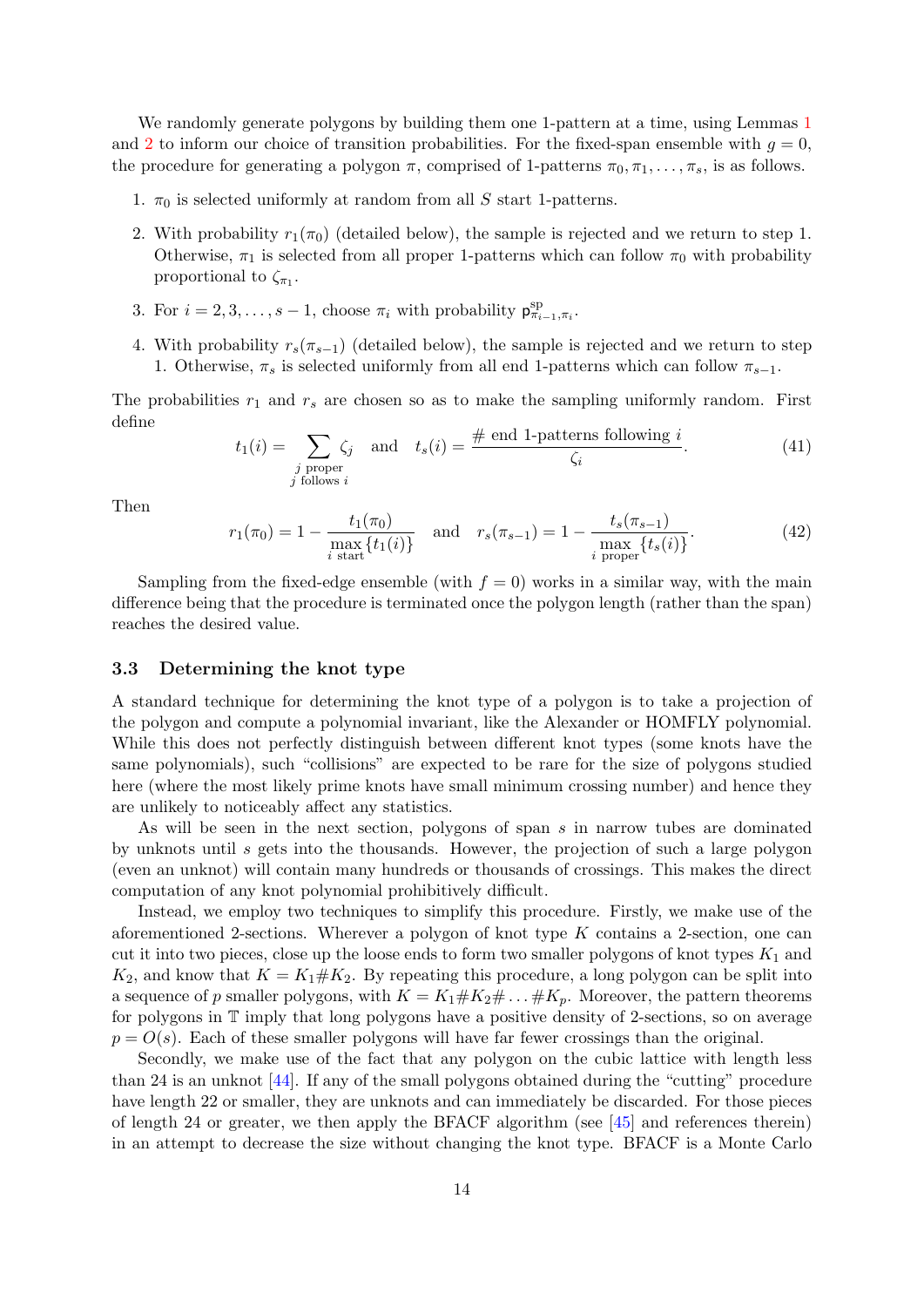We randomly generate polygons by building them one 1-pattern at a time, using Lemmas 1 and 2 to inform our choice of transition probabilities. For the fixed-span ensemble with $g = 0$, the procedure for generating a polygon $\pi$, comprised of 1-patterns $\pi_0, \pi_1, \dots, \pi_s$, is as follows.

1. $\pi_0$ is selected uniformly at random from all $S$ start 1-patterns.
2. With probability $r_1(\pi_0)$ (detailed below), the sample is rejected and we return to step 1. Otherwise, $\pi_1$ is selected from all proper 1-patterns which can follow $\pi_0$ with probability proportional to $\zeta_{\pi_1}$.
3. For $i = 2, 3, \dots, s-1$, choose $\pi_i$ with probability $\mathsf{p}^{\text{sp}}_{\pi_{i-1},\pi_i}$.
4. With probability $r_s(\pi_{s-1})$ (detailed below), the sample is rejected and we return to step 1. Otherwise, $\pi_s$ is selected uniformly from all end 1-patterns which can follow $\pi_{s-1}$.

The probabilities $r_1$ and $r_s$ are chosen so as to make the sampling uniformly random. First define

$$t_1(i) = \sum_{\substack{j \text{ proper} \\ j \text{ follows } i}} \zeta_j \quad \text{and} \quad t_s(i) = \frac{\#\text{ end 1-patterns following } i}{\zeta_i}. \tag{41}$$

Then

$$r_1(\pi_0) = 1 - \frac{t_1(\pi_0)}{\max\limits_{i \text{ start}}\{t_1(i)\}} \quad \text{and} \quad r_s(\pi_{s-1}) = 1 - \frac{t_s(\pi_{s-1})}{\max\limits_{i \text{ proper}}\{t_s(i)\}}. \tag{42}$$

Sampling from the fixed-edge ensemble (with $f = 0$) works in a similar way, with the main difference being that the procedure is terminated once the polygon length (rather than the span) reaches the desired value.

### 3.3 Determining the knot type

A standard technique for determining the knot type of a polygon is to take a projection of the polygon and compute a polynomial invariant, like the Alexander or HOMFLY polynomial. While this does not perfectly distinguish between different knot types (some knots have the same polynomials), such "collisions" are expected to be rare for the size of polygons studied here (where the most likely prime knots have small minimum crossing number) and hence they are unlikely to noticeably affect any statistics.

As will be seen in the next section, polygons of span $s$ in narrow tubes are dominated by unknots until $s$ gets into the thousands. However, the projection of such a large polygon (even an unknot) will contain many hundreds or thousands of crossings. This makes the direct computation of any knot polynomial prohibitively difficult.

Instead, we employ two techniques to simplify this procedure. Firstly, we make use of the aforementioned 2-sections. Wherever a polygon of knot type $K$ contains a 2-section, one can cut it into two pieces, close up the loose ends to form two smaller polygons of knot types $K_1$ and $K_2$, and know that $K = K_1 \# K_2$. By repeating this procedure, a long polygon can be split into a sequence of $p$ smaller polygons, with $K = K_1 \# K_2 \# \dots \# K_p$. Moreover, the pattern theorems for polygons in $\mathbb{T}$ imply that long polygons have a positive density of 2-sections, so on average $p = O(s)$. Each of these smaller polygons will have far fewer crossings than the original.

Secondly, we make use of the fact that any polygon on the cubic lattice with length less than 24 is an unknot [44]. If any of the small polygons obtained during the "cutting" procedure have length 22 or smaller, they are unknots and can immediately be discarded. For those pieces of length 24 or greater, we then apply the BFACF algorithm (see [45] and references therein) in an attempt to decrease the size without changing the knot type. BFACF is a Monte Carlo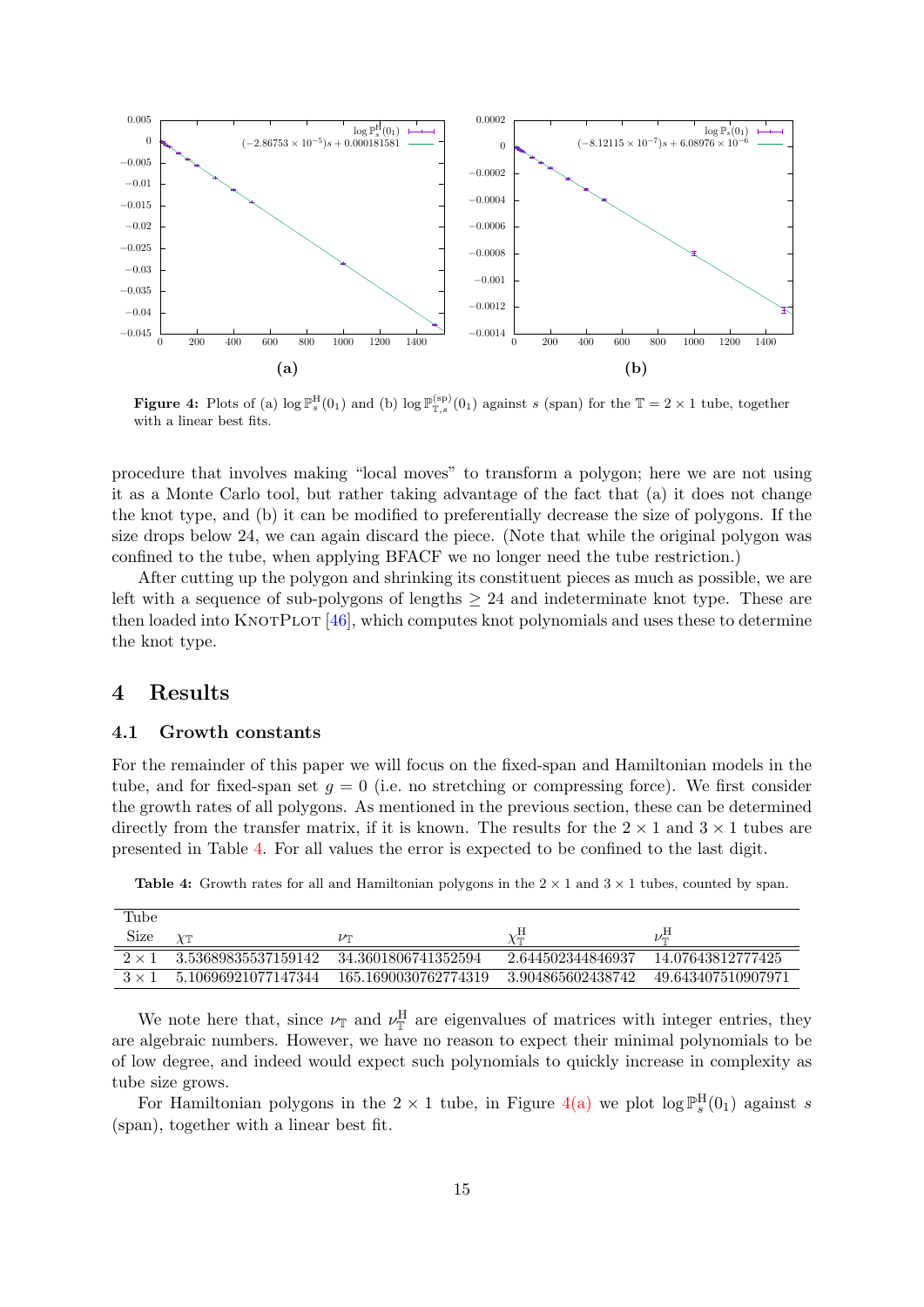**Figure 4:** Plots of (a) $\log \mathbb{P}^{\mathrm{H}}_{s}(0_1)$ and (b) $\log \mathbb{P}^{(\mathrm{sp})}_{\mathbb{T},s}(0_1)$ against $s$ (span) for the $\mathbb{T} = 2 \times 1$ tube, together with a linear best fits.

procedure that involves making "local moves" to transform a polygon; here we are not using it as a Monte Carlo tool, but rather taking advantage of the fact that (a) it does not change the knot type, and (b) it can be modified to preferentially decrease the size of polygons. If the size drops below 24, we can again discard the piece. (Note that while the original polygon was confined to the tube, when applying BFACF we no longer need the tube restriction.)

After cutting up the polygon and shrinking its constituent pieces as much as possible, we are left with a sequence of sub-polygons of lengths $\geq 24$ and indeterminate knot type. These are then loaded into KnotPlot [46], which computes knot polynomials and uses these to determine the knot type.

# 4 Results

## 4.1 Growth constants

For the remainder of this paper we will focus on the fixed-span and Hamiltonian models in the tube, and for fixed-span set $g = 0$ (i.e. no stretching or compressing force). We first consider the growth rates of all polygons. As mentioned in the previous section, these can be determined directly from the transfer matrix, if it is known. The results for the $2 \times 1$ and $3 \times 1$ tubes are presented in Table 4. For all values the error is expected to be confined to the last digit.

**Table 4:** Growth rates for all and Hamiltonian polygons in the $2 \times 1$ and $3 \times 1$ tubes, counted by span.

| Tube Size | $\chi_{\mathbb{T}}$ | $\nu_{\mathbb{T}}$ | $\chi^{\mathrm{H}}_{\mathbb{T}}$ | $\nu^{\mathrm{H}}_{\mathbb{T}}$ |
|---|---|---|---|---|
| $2 \times 1$ | 3.53689835537159142 | 34.3601806741352594 | 2.644502344846937 | 14.07643812777425 |
| $3 \times 1$ | 5.10696921077147344 | 165.1690030762774319 | 3.904865602438742 | 49.643407510907971 |

We note here that, since $\nu_{\mathbb{T}}$ and $\nu^{\mathrm{H}}_{\mathbb{T}}$ are eigenvalues of matrices with integer entries, they are algebraic numbers. However, we have no reason to expect their minimal polynomials to be of low degree, and indeed would expect such polynomials to quickly increase in complexity as tube size grows.

For Hamiltonian polygons in the $2 \times 1$ tube, in Figure 4(a) we plot $\log \mathbb{P}^{\mathrm{H}}_{s}(0_1)$ against $s$ (span), together with a linear best fit.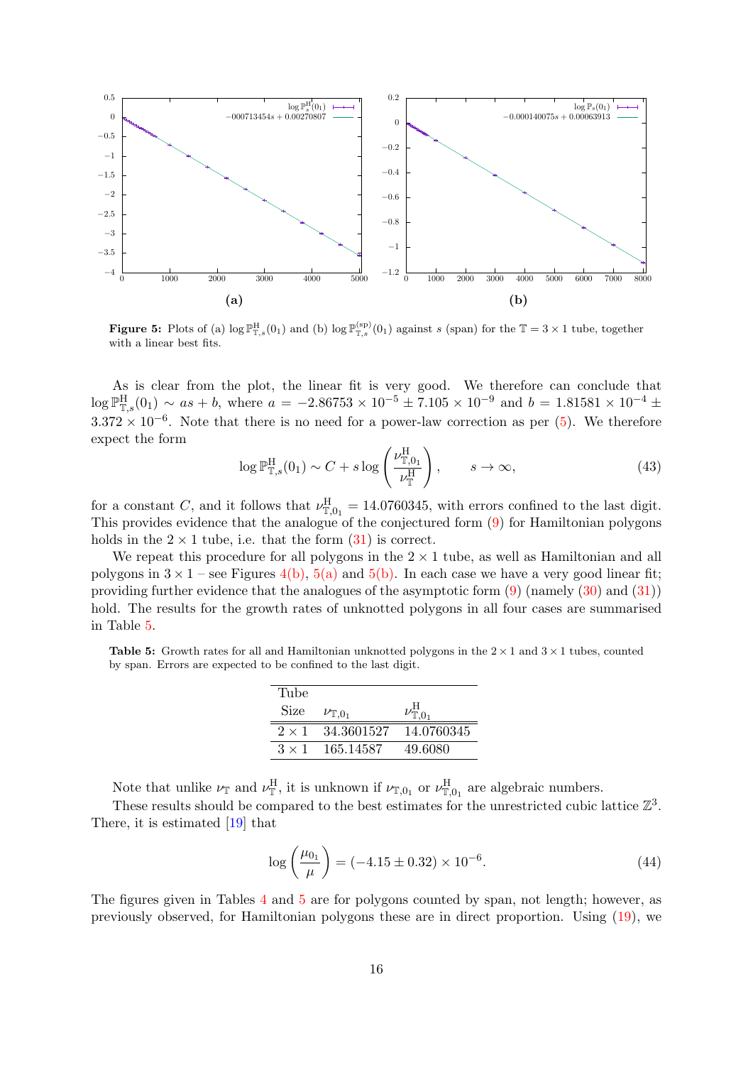**Figure 5:** Plots of (a) $\log \mathbb{P}^{\mathrm{H}}_{\mathbb{T},s}(0_1)$ and (b) $\log \mathbb{P}^{(\mathrm{sp})}_{\mathbb{T},s}(0_1)$ against $s$ (span) for the $\mathbb{T} = 3 \times 1$ tube, together with a linear best fits.

As is clear from the plot, the linear fit is very good. We therefore can conclude that $\log \mathbb{P}^{\mathrm{H}}_{\mathbb{T},s}(0_1) \sim as + b$, where $a = -2.86753 \times 10^{-5} \pm 7.105 \times 10^{-9}$ and $b = 1.81581 \times 10^{-4} \pm 3.372 \times 10^{-6}$. Note that there is no need for a power-law correction as per (5). We therefore expect the form

$$\log \mathbb{P}^{\mathrm{H}}_{\mathbb{T},s}(0_1) \sim C + s \log \left( \frac{\nu^{\mathrm{H}}_{\mathbb{T},0_1}}{\nu^{\mathrm{H}}_{\mathbb{T}}} \right), \qquad s \to \infty, \tag{43}$$

for a constant $C$, and it follows that $\nu^{\mathrm{H}}_{\mathbb{T},0_1} = 14.0760345$, with errors confined to the last digit. This provides evidence that the analogue of the conjectured form (9) for Hamiltonian polygons holds in the $2 \times 1$ tube, i.e. that the form (31) is correct.

We repeat this procedure for all polygons in the $2 \times 1$ tube, as well as Hamiltonian and all polygons in $3 \times 1$ – see Figures 4(b), 5(a) and 5(b). In each case we have a very good linear fit; providing further evidence that the analogues of the asymptotic form (9) (namely (30) and (31)) hold. The results for the growth rates of unknotted polygons in all four cases are summarised in Table 5.

**Table 5:** Growth rates for all and Hamiltonian unknotted polygons in the $2 \times 1$ and $3 \times 1$ tubes, counted by span. Errors are expected to be confined to the last digit.

| Tube Size | $\nu_{\mathbb{T},0_1}$ | $\nu^{\mathrm{H}}_{\mathbb{T},0_1}$ |
|---|---|---|
| $2 \times 1$ | 34.3601527 | 14.0760345 |
| $3 \times 1$ | 165.14587 | 49.6080 |

Note that unlike $\nu_{\mathbb{T}}$ and $\nu^{\mathrm{H}}_{\mathbb{T}}$, it is unknown if $\nu_{\mathbb{T},0_1}$ or $\nu^{\mathrm{H}}_{\mathbb{T},0_1}$ are algebraic numbers.

These results should be compared to the best estimates for the unrestricted cubic lattice $\mathbb{Z}^3$. There, it is estimated [19] that

$$\log \left( \frac{\mu_{0_1}}{\mu} \right) = (-4.15 \pm 0.32) \times 10^{-6}. \tag{44}$$

The figures given in Tables 4 and 5 are for polygons counted by span, not length; however, as previously observed, for Hamiltonian polygons these are in direct proportion. Using (19), we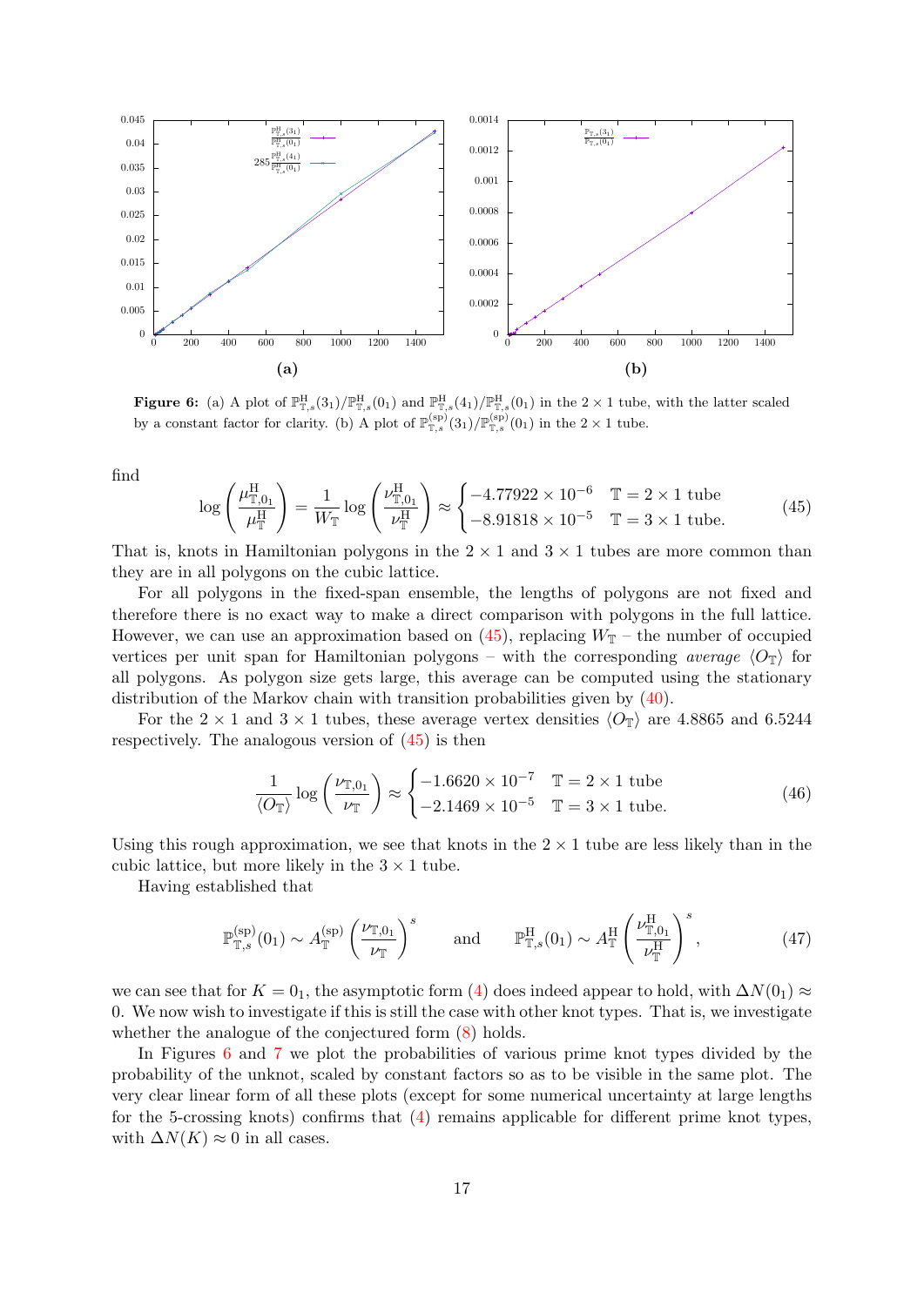**Figure 6:** (a) A plot of $\mathbb{P}^{\mathrm{H}}_{\mathbb{T},s}(3_1)/\mathbb{P}^{\mathrm{H}}_{\mathbb{T},s}(0_1)$ and $\mathbb{P}^{\mathrm{H}}_{\mathbb{T},s}(4_1)/\mathbb{P}^{\mathrm{H}}_{\mathbb{T},s}(0_1)$ in the $2\times 1$ tube, with the latter scaled by a constant factor for clarity. (b) A plot of $\mathbb{P}^{(\mathrm{sp})}_{\mathbb{T},s}(3_1)/\mathbb{P}^{(\mathrm{sp})}_{\mathbb{T},s}(0_1)$ in the $2\times 1$ tube.

find

$$\log\left(\frac{\mu^{\mathrm{H}}_{\mathbb{T},0_1}}{\mu^{\mathrm{H}}_{\mathbb{T}}}\right) = \frac{1}{W_{\mathbb{T}}}\log\left(\frac{\nu^{\mathrm{H}}_{\mathbb{T},0_1}}{\nu^{\mathrm{H}}_{\mathbb{T}}}\right) \approx \begin{cases} -4.77922\times 10^{-6} & \mathbb{T} = 2\times 1 \text{ tube} \\ -8.91818\times 10^{-5} & \mathbb{T} = 3\times 1 \text{ tube.} \end{cases} \tag{45}$$

That is, knots in Hamiltonian polygons in the $2\times 1$ and $3\times 1$ tubes are more common than they are in all polygons on the cubic lattice.

For all polygons in the fixed-span ensemble, the lengths of polygons are not fixed and therefore there is no exact way to make a direct comparison with polygons in the full lattice. However, we can use an approximation based on (45), replacing $W_{\mathbb{T}}$ – the number of occupied vertices per unit span for Hamiltonian polygons – with the corresponding *average* $\langle O_{\mathbb{T}}\rangle$ for all polygons. As polygon size gets large, this average can be computed using the stationary distribution of the Markov chain with transition probabilities given by (40).

For the $2\times 1$ and $3\times 1$ tubes, these average vertex densities $\langle O_{\mathbb{T}}\rangle$ are 4.8865 and 6.5244 respectively. The analogous version of (45) is then

$$\frac{1}{\langle O_{\mathbb{T}}\rangle}\log\left(\frac{\nu_{\mathbb{T},0_1}}{\nu_{\mathbb{T}}}\right) \approx \begin{cases} -1.6620\times 10^{-7} & \mathbb{T} = 2\times 1 \text{ tube} \\ -2.1469\times 10^{-5} & \mathbb{T} = 3\times 1 \text{ tube.} \end{cases} \tag{46}$$

Using this rough approximation, we see that knots in the $2\times 1$ tube are less likely than in the cubic lattice, but more likely in the $3\times 1$ tube.

Having established that

$$\mathbb{P}^{(\mathrm{sp})}_{\mathbb{T},s}(0_1) \sim A^{(\mathrm{sp})}_{\mathbb{T}}\left(\frac{\nu_{\mathbb{T},0_1}}{\nu_{\mathbb{T}}}\right)^s \qquad \text{and} \qquad \mathbb{P}^{\mathrm{H}}_{\mathbb{T},s}(0_1) \sim A^{\mathrm{H}}_{\mathbb{T}}\left(\frac{\nu^{\mathrm{H}}_{\mathbb{T},0_1}}{\nu^{\mathrm{H}}_{\mathbb{T}}}\right)^s, \tag{47}$$

we can see that for $K = 0_1$, the asymptotic form (4) does indeed appear to hold, with $\Delta N(0_1) \approx 0$. We now wish to investigate if this is still the case with other knot types. That is, we investigate whether the analogue of the conjectured form (8) holds.

In Figures 6 and 7 we plot the probabilities of various prime knot types divided by the probability of the unknot, scaled by constant factors so as to be visible in the same plot. The very clear linear form of all these plots (except for some numerical uncertainty at large lengths for the 5-crossing knots) confirms that (4) remains applicable for different prime knot types, with $\Delta N(K) \approx 0$ in all cases.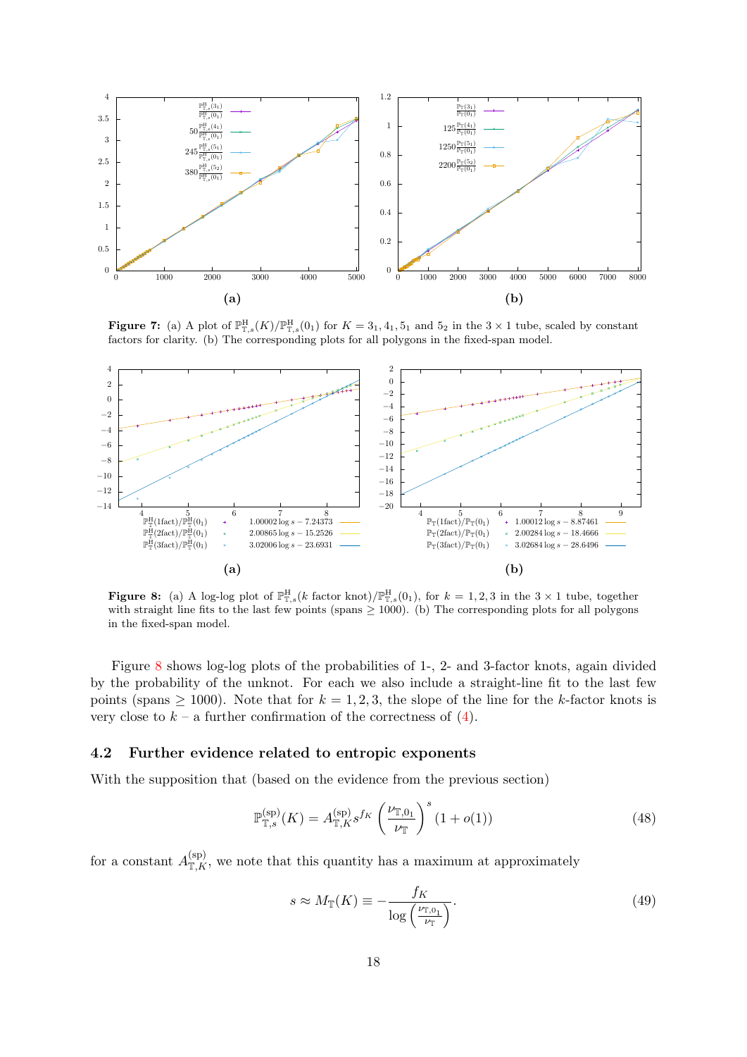**Figure 7:** (a) A plot of $\mathbb{P}^{\mathrm{H}}_{\mathbb{T},s}(K)/\mathbb{P}^{\mathrm{H}}_{\mathbb{T},s}(0_1)$ for $K = 3_1, 4_1, 5_1$ and $5_2$ in the $3 \times 1$ tube, scaled by constant factors for clarity. (b) The corresponding plots for all polygons in the fixed-span model.

**Figure 8:** (a) A log-log plot of $\mathbb{P}^{\mathrm{H}}_{\mathbb{T},s}(k \text{ factor knot})/\mathbb{P}^{\mathrm{H}}_{\mathbb{T},s}(0_1)$, for $k = 1, 2, 3$ in the $3 \times 1$ tube, together with straight line fits to the last few points (spans $\geq 1000$). (b) The corresponding plots for all polygons in the fixed-span model.

Figure 8 shows log-log plots of the probabilities of 1-, 2- and 3-factor knots, again divided by the probability of the unknot. For each we also include a straight-line fit to the last few points (spans $\geq 1000$). Note that for $k = 1, 2, 3$, the slope of the line for the $k$-factor knots is very close to $k$ – a further confirmation of the correctness of (4).

## 4.2 Further evidence related to entropic exponents

With the supposition that (based on the evidence from the previous section)

$$\mathbb{P}^{(\mathrm{sp})}_{\mathbb{T},s}(K) = A^{(\mathrm{sp})}_{\mathbb{T},K} s^{f_K} \left(\frac{\nu_{\mathbb{T},0_1}}{\nu_{\mathbb{T}}}\right)^s (1 + o(1)) \tag{48}$$

for a constant $A^{(\mathrm{sp})}_{\mathbb{T},K}$, we note that this quantity has a maximum at approximately

$$s \approx M_{\mathbb{T}}(K) \equiv -\frac{f_K}{\log\left(\frac{\nu_{\mathbb{T},0_1}}{\nu_{\mathbb{T}}}\right)}. \tag{49}$$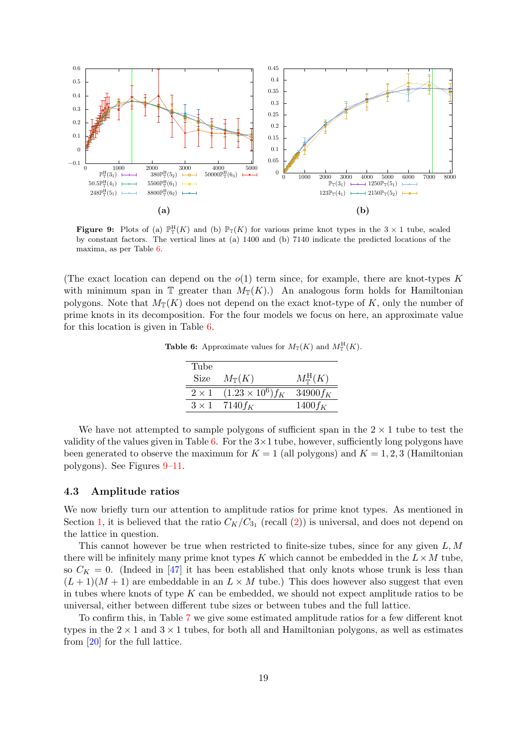**Figure 9:** Plots of (a) $\mathbb{P}^{\mathrm{H}}_{\mathbb{T}}(K)$ and (b) $\mathbb{P}_{\mathbb{T}}(K)$ for various prime knot types in the $3 \times 1$ tube, scaled by constant factors. The vertical lines at (a) 1400 and (b) 7140 indicate the predicted locations of the maxima, as per Table 6.

(The exact location can depend on the $o(1)$ term since, for example, there are knot-types $K$ with minimum span in $\mathbb{T}$ greater than $M_{\mathbb{T}}(K)$.) An analogous form holds for Hamiltonian polygons. Note that $M_{\mathbb{T}}(K)$ does not depend on the exact knot-type of $K$, only the number of prime knots in its decomposition. For the four models we focus on here, an approximate value for this location is given in Table 6.

**Table 6:** Approximate values for $M_{\mathbb{T}}(K)$ and $M^{\mathrm{H}}_{\mathbb{T}}(K)$.

| Tube Size | $M_{\mathbb{T}}(K)$ | $M^{\mathrm{H}}_{\mathbb{T}}(K)$ |
|---|---|---|
| $2 \times 1$ | $(1.23 \times 10^6) f_K$ | $34900 f_K$ |
| $3 \times 1$ | $7140 f_K$ | $1400 f_K$ |

We have not attempted to sample polygons of sufficient span in the $2 \times 1$ tube to test the validity of the values given in Table 6. For the $3 \times 1$ tube, however, sufficiently long polygons have been generated to observe the maximum for $K = 1$ (all polygons) and $K = 1, 2, 3$ (Hamiltonian polygons). See Figures 9–11.

### 4.3 Amplitude ratios

We now briefly turn our attention to amplitude ratios for prime knot types. As mentioned in Section 1, it is believed that the ratio $C_K/C_{3_1}$ (recall (2)) is universal, and does not depend on the lattice in question.

This cannot however be true when restricted to finite-size tubes, since for any given $L, M$ there will be infinitely many prime knot types $K$ which cannot be embedded in the $L \times M$ tube, so $C_K = 0$. (Indeed in [47] it has been established that only knots whose trunk is less than $(L + 1)(M + 1)$ are embeddable in an $L \times M$ tube.) This does however also suggest that even in tubes where knots of type $K$ can be embedded, we should not expect amplitude ratios to be universal, either between different tube sizes or between tubes and the full lattice.

To confirm this, in Table 7 we give some estimated amplitude ratios for a few different knot types in the $2 \times 1$ and $3 \times 1$ tubes, for both all and Hamiltonian polygons, as well as estimates from [20] for the full lattice.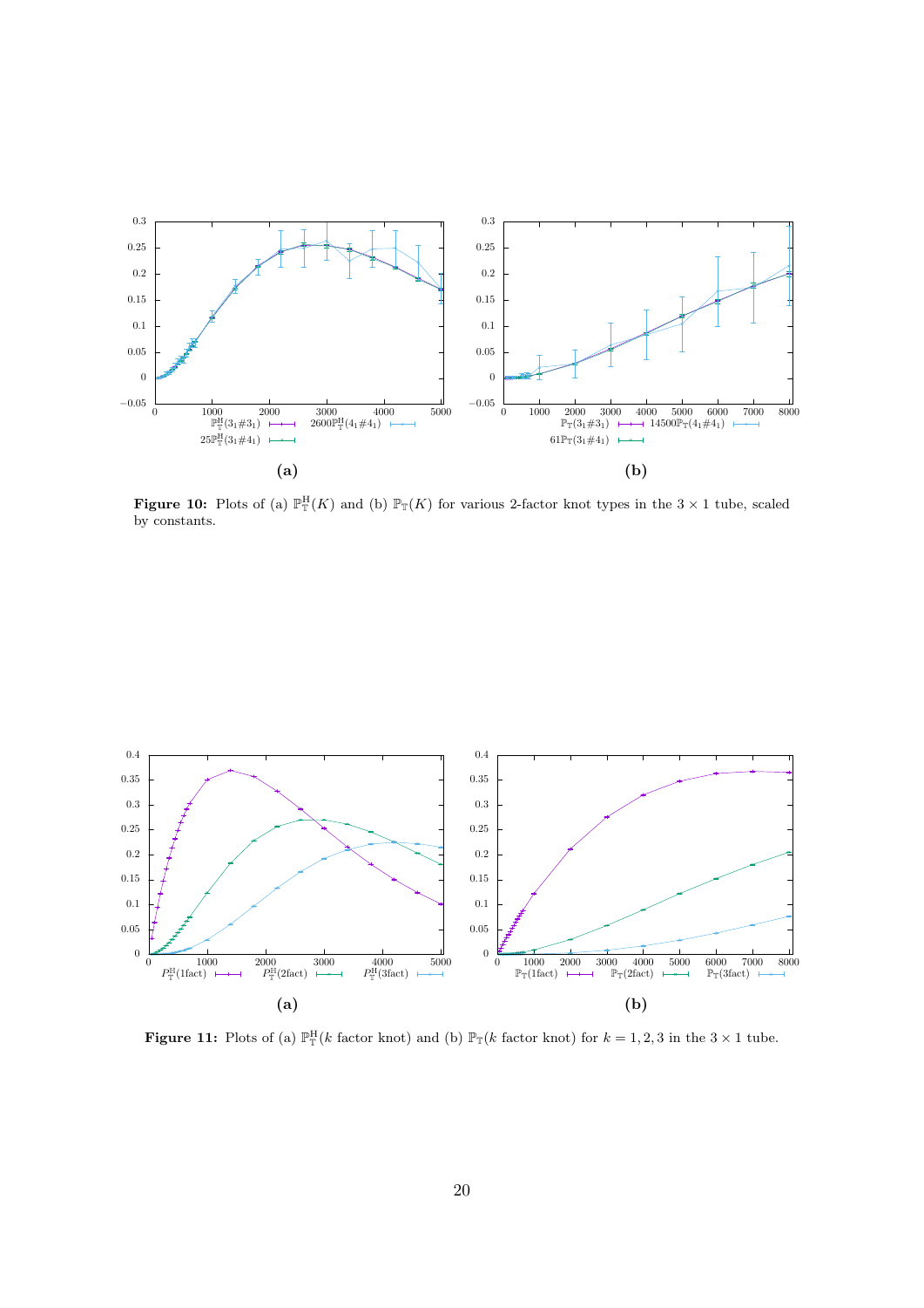**Figure 10:** Plots of (a) $\mathbb{P}^{\mathrm{H}}_{\mathbb{T}}(K)$ and (b) $\mathbb{P}_{\mathbb{T}}(K)$ for various 2-factor knot types in the $3 \times 1$ tube, scaled by constants.

**Figure 11:** Plots of (a) $\mathbb{P}^{\mathrm{H}}_{\mathbb{T}}(k \text{ factor knot})$ and (b) $\mathbb{P}_{\mathbb{T}}(k \text{ factor knot})$ for $k = 1, 2, 3$ in the $3 \times 1$ tube.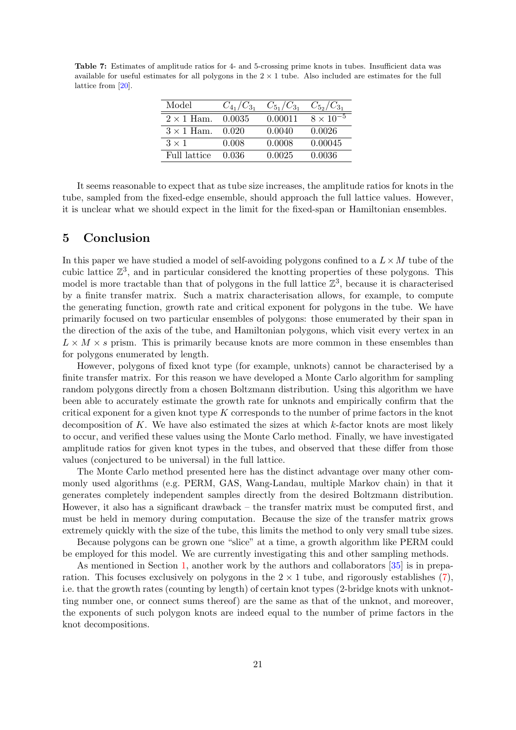**Table 7:** Estimates of amplitude ratios for 4- and 5-crossing prime knots in tubes. Insufficient data was available for useful estimates for all polygons in the $2 \times 1$ tube. Also included are estimates for the full lattice from [20].

| Model | $C_{4_1}/C_{3_1}$ | $C_{5_1}/C_{3_1}$ | $C_{5_2}/C_{3_1}$ |
|---|---|---|---|
| $2 \times 1$ Ham. | 0.0035 | 0.00011 | $8 \times 10^{-5}$ |
| $3 \times 1$ Ham. | 0.020 | 0.0040 | 0.0026 |
| $3 \times 1$ | 0.008 | 0.0008 | 0.00045 |
| Full lattice | 0.036 | 0.0025 | 0.0036 |

It seems reasonable to expect that as tube size increases, the amplitude ratios for knots in the tube, sampled from the fixed-edge ensemble, should approach the full lattice values. However, it is unclear what we should expect in the limit for the fixed-span or Hamiltonian ensembles.

## 5 Conclusion

In this paper we have studied a model of self-avoiding polygons confined to a $L \times M$ tube of the cubic lattice $\mathbb{Z}^3$, and in particular considered the knotting properties of these polygons. This model is more tractable than that of polygons in the full lattice $\mathbb{Z}^3$, because it is characterised by a finite transfer matrix. Such a matrix characterisation allows, for example, to compute the generating function, growth rate and critical exponent for polygons in the tube. We have primarily focused on two particular ensembles of polygons: those enumerated by their span in the direction of the axis of the tube, and Hamiltonian polygons, which visit every vertex in an $L \times M \times s$ prism. This is primarily because knots are more common in these ensembles than for polygons enumerated by length.

However, polygons of fixed knot type (for example, unknots) cannot be characterised by a finite transfer matrix. For this reason we have developed a Monte Carlo algorithm for sampling random polygons directly from a chosen Boltzmann distribution. Using this algorithm we have been able to accurately estimate the growth rate for unknots and empirically confirm that the critical exponent for a given knot type $K$ corresponds to the number of prime factors in the knot decomposition of $K$. We have also estimated the sizes at which $k$-factor knots are most likely to occur, and verified these values using the Monte Carlo method. Finally, we have investigated amplitude ratios for given knot types in the tubes, and observed that these differ from those values (conjectured to be universal) in the full lattice.

The Monte Carlo method presented here has the distinct advantage over many other commonly used algorithms (e.g. PERM, GAS, Wang-Landau, multiple Markov chain) in that it generates completely independent samples directly from the desired Boltzmann distribution. However, it also has a significant drawback – the transfer matrix must be computed first, and must be held in memory during computation. Because the size of the transfer matrix grows extremely quickly with the size of the tube, this limits the method to only very small tube sizes.

Because polygons can be grown one "slice" at a time, a growth algorithm like PERM could be employed for this model. We are currently investigating this and other sampling methods.

As mentioned in Section 1, another work by the authors and collaborators [35] is in preparation. This focuses exclusively on polygons in the $2 \times 1$ tube, and rigorously establishes (7), i.e. that the growth rates (counting by length) of certain knot types (2-bridge knots with unknotting number one, or connect sums thereof) are the same as that of the unknot, and moreover, the exponents of such polygon knots are indeed equal to the number of prime factors in the knot decompositions.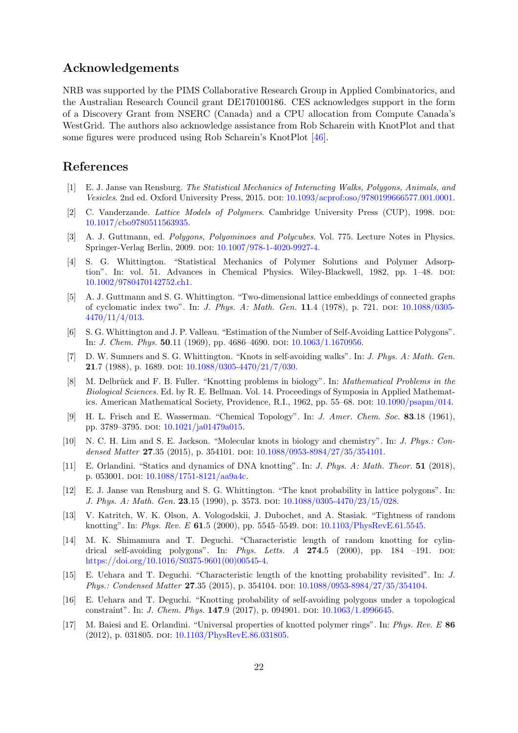## Acknowledgements

NRB was supported by the PIMS Collaborative Research Group in Applied Combinatorics, and the Australian Research Council grant DE170100186. CES acknowledges support in the form of a Discovery Grant from NSERC (Canada) and a CPU allocation from Compute Canada's WestGrid. The authors also acknowledge assistance from Rob Scharein with KnotPlot and that some figures were produced using Rob Scharein's KnotPlot [46].

## References

[1] E. J. Janse van Rensburg. *The Statistical Mechanics of Interacting Walks, Polygons, Animals, and Vesicles*. 2nd ed. Oxford University Press, 2015. DOI: 10.1093/acprof:oso/9780199666577.001.0001.

[2] C. Vanderzande. *Lattice Models of Polymers*. Cambridge University Press (CUP), 1998. DOI: 10.1017/cbo9780511563935.

[3] A. J. Guttmann, ed. *Polygons, Polyominoes and Polycubes*. Vol. 775. Lecture Notes in Physics. Springer-Verlag Berlin, 2009. DOI: 10.1007/978-1-4020-9927-4.

[4] S. G. Whittington. "Statistical Mechanics of Polymer Solutions and Polymer Adsorption". In: vol. 51. Advances in Chemical Physics. Wiley-Blackwell, 1982, pp. 1–48. DOI: 10.1002/9780470142752.ch1.

[5] A. J. Guttmann and S. G. Whittington. "Two-dimensional lattice embeddings of connected graphs of cyclomatic index two". In: *J. Phys. A: Math. Gen.* **11**.4 (1978), p. 721. DOI: 10.1088/0305-4470/11/4/013.

[6] S. G. Whittington and J. P. Valleau. "Estimation of the Number of Self-Avoiding Lattice Polygons". In: *J. Chem. Phys.* **50**.11 (1969), pp. 4686–4690. DOI: 10.1063/1.1670956.

[7] D. W. Sumners and S. G. Whittington. "Knots in self-avoiding walks". In: *J. Phys. A: Math. Gen.* **21**.7 (1988), p. 1689. DOI: 10.1088/0305-4470/21/7/030.

[8] M. Delbrück and F. B. Fuller. "Knotting problems in biology". In: *Mathematical Problems in the Biological Sciences*. Ed. by R. E. Bellman. Vol. 14. Proceedings of Symposia in Applied Mathematics. American Mathematical Society, Providence, R.I., 1962, pp. 55–68. DOI: 10.1090/psapm/014.

[9] H. L. Frisch and E. Wasserman. "Chemical Topology". In: *J. Amer. Chem. Soc.* **83**.18 (1961), pp. 3789–3795. DOI: 10.1021/ja01479a015.

[10] N. C. H. Lim and S. E. Jackson. "Molecular knots in biology and chemistry". In: *J. Phys.: Condensed Matter* **27**.35 (2015), p. 354101. DOI: 10.1088/0953-8984/27/35/354101.

[11] E. Orlandini. "Statics and dynamics of DNA knotting". In: *J. Phys. A: Math. Theor.* **51** (2018), p. 053001. DOI: 10.1088/1751-8121/aa9a4c.

[12] E. J. Janse van Rensburg and S. G. Whittington. "The knot probability in lattice polygons". In: *J. Phys. A: Math. Gen.* **23**.15 (1990), p. 3573. DOI: 10.1088/0305-4470/23/15/028.

[13] V. Katritch, W. K. Olson, A. Vologodskii, J. Dubochet, and A. Stasiak. "Tightness of random knotting". In: *Phys. Rev. E* **61**.5 (2000), pp. 5545–5549. DOI: 10.1103/PhysRevE.61.5545.

[14] M. K. Shimamura and T. Deguchi. "Characteristic length of random knotting for cylindrical self-avoiding polygons". In: *Phys. Letts. A* **274**.5 (2000), pp. 184 –191. DOI: https://doi.org/10.1016/S0375-9601(00)00545-4.

[15] E. Uehara and T. Deguchi. "Characteristic length of the knotting probability revisited". In: *J. Phys.: Condensed Matter* **27**.35 (2015), p. 354104. DOI: 10.1088/0953-8984/27/35/354104.

[16] E. Uehara and T. Deguchi. "Knotting probability of self-avoiding polygons under a topological constraint". In: *J. Chem. Phys.* **147**.9 (2017), p. 094901. DOI: 10.1063/1.4996645.

[17] M. Baiesi and E. Orlandini. "Universal properties of knotted polymer rings". In: *Phys. Rev. E* **86** (2012), p. 031805. DOI: 10.1103/PhysRevE.86.031805.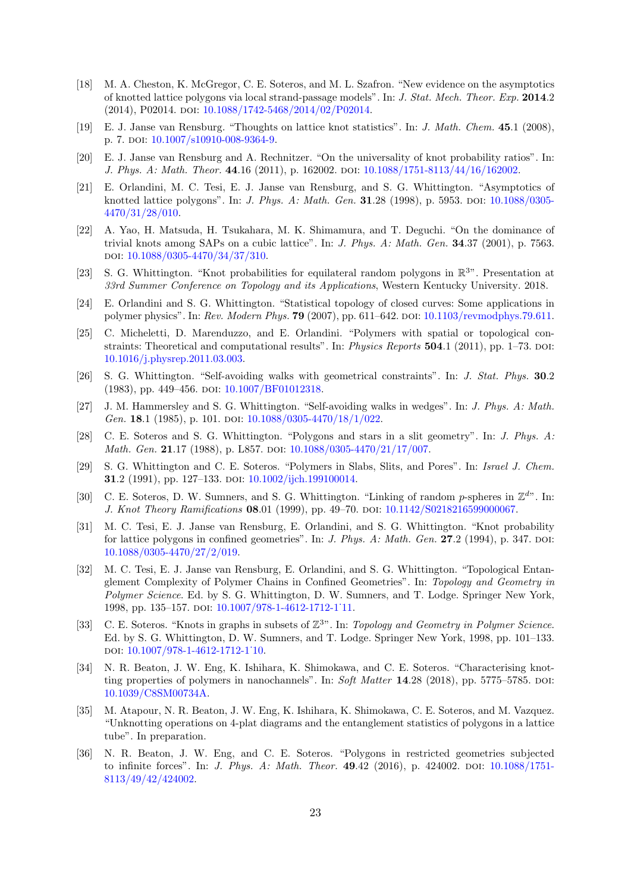[18] M. A. Cheston, K. McGregor, C. E. Soteros, and M. L. Szafron. "New evidence on the asymptotics of knotted lattice polygons via local strand-passage models". In: *J. Stat. Mech. Theor. Exp.* **2014**.2 (2014), P02014. DOI: 10.1088/1742-5468/2014/02/P02014.

[19] E. J. Janse van Rensburg. "Thoughts on lattice knot statistics". In: *J. Math. Chem.* **45**.1 (2008), p. 7. DOI: 10.1007/s10910-008-9364-9.

[20] E. J. Janse van Rensburg and A. Rechnitzer. "On the universality of knot probability ratios". In: *J. Phys. A: Math. Theor.* **44**.16 (2011), p. 162002. DOI: 10.1088/1751-8113/44/16/162002.

[21] E. Orlandini, M. C. Tesi, E. J. Janse van Rensburg, and S. G. Whittington. "Asymptotics of knotted lattice polygons". In: *J. Phys. A: Math. Gen.* **31**.28 (1998), p. 5953. DOI: 10.1088/0305-4470/31/28/010.

[22] A. Yao, H. Matsuda, H. Tsukahara, M. K. Shimamura, and T. Deguchi. "On the dominance of trivial knots among SAPs on a cubic lattice". In: *J. Phys. A: Math. Gen.* **34**.37 (2001), p. 7563. DOI: 10.1088/0305-4470/34/37/310.

[23] S. G. Whittington. "Knot probabilities for equilateral random polygons in $\mathbb{R}^3$". Presentation at *33rd Summer Conference on Topology and its Applications*, Western Kentucky University. 2018.

[24] E. Orlandini and S. G. Whittington. "Statistical topology of closed curves: Some applications in polymer physics". In: *Rev. Modern Phys.* **79** (2007), pp. 611–642. DOI: 10.1103/revmodphys.79.611.

[25] C. Micheletti, D. Marenduzzo, and E. Orlandini. "Polymers with spatial or topological constraints: Theoretical and computational results". In: *Physics Reports* **504**.1 (2011), pp. 1–73. DOI: 10.1016/j.physrep.2011.03.003.

[26] S. G. Whittington. "Self-avoiding walks with geometrical constraints". In: *J. Stat. Phys.* **30**.2 (1983), pp. 449–456. DOI: 10.1007/BF01012318.

[27] J. M. Hammersley and S. G. Whittington. "Self-avoiding walks in wedges". In: *J. Phys. A: Math. Gen.* **18**.1 (1985), p. 101. DOI: 10.1088/0305-4470/18/1/022.

[28] C. E. Soteros and S. G. Whittington. "Polygons and stars in a slit geometry". In: *J. Phys. A: Math. Gen.* **21**.17 (1988), p. L857. DOI: 10.1088/0305-4470/21/17/007.

[29] S. G. Whittington and C. E. Soteros. "Polymers in Slabs, Slits, and Pores". In: *Israel J. Chem.* **31**.2 (1991), pp. 127–133. DOI: 10.1002/ijch.199100014.

[30] C. E. Soteros, D. W. Sumners, and S. G. Whittington. "Linking of random $p$-spheres in $\mathbb{Z}^d$". In: *J. Knot Theory Ramifications* **08**.01 (1999), pp. 49–70. DOI: 10.1142/S0218216599000067.

[31] M. C. Tesi, E. J. Janse van Rensburg, E. Orlandini, and S. G. Whittington. "Knot probability for lattice polygons in confined geometries". In: *J. Phys. A: Math. Gen.* **27**.2 (1994), p. 347. DOI: 10.1088/0305-4470/27/2/019.

[32] M. C. Tesi, E. J. Janse van Rensburg, E. Orlandini, and S. G. Whittington. "Topological Entanglement Complexity of Polymer Chains in Confined Geometries". In: *Topology and Geometry in Polymer Science*. Ed. by S. G. Whittington, D. W. Sumners, and T. Lodge. Springer New York, 1998, pp. 135–157. DOI: 10.1007/978-1-4612-1712-1_11.

[33] C. E. Soteros. "Knots in graphs in subsets of $\mathbb{Z}^3$". In: *Topology and Geometry in Polymer Science*. Ed. by S. G. Whittington, D. W. Sumners, and T. Lodge. Springer New York, 1998, pp. 101–133. DOI: 10.1007/978-1-4612-1712-1_10.

[34] N. R. Beaton, J. W. Eng, K. Ishihara, K. Shimokawa, and C. E. Soteros. "Characterising knotting properties of polymers in nanochannels". In: *Soft Matter* **14**.28 (2018), pp. 5775–5785. DOI: 10.1039/C8SM00734A.

[35] M. Atapour, N. R. Beaton, J. W. Eng, K. Ishihara, K. Shimokawa, C. E. Soteros, and M. Vazquez. "Unknotting operations on 4-plat diagrams and the entanglement statistics of polygons in a lattice tube". In preparation.

[36] N. R. Beaton, J. W. Eng, and C. E. Soteros. "Polygons in restricted geometries subjected to infinite forces". In: *J. Phys. A: Math. Theor.* **49**.42 (2016), p. 424002. DOI: 10.1088/1751-8113/49/42/424002.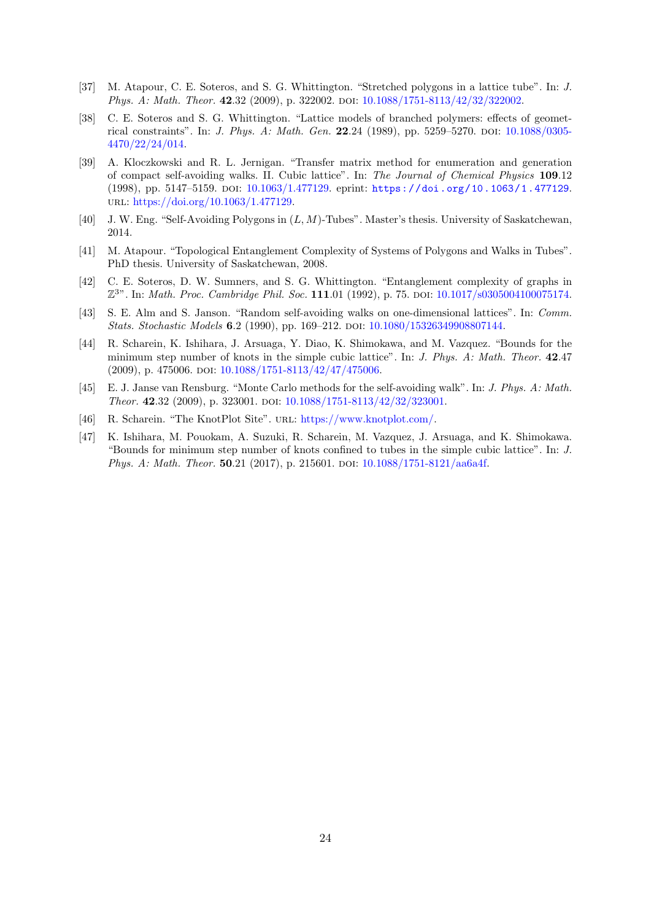- [37] M. Atapour, C. E. Soteros, and S. G. Whittington. "Stretched polygons in a lattice tube". In: *J. Phys. A: Math. Theor.* **42**.32 (2009), p. 322002. DOI: 10.1088/1751-8113/42/32/322002.
- [38] C. E. Soteros and S. G. Whittington. "Lattice models of branched polymers: effects of geometrical constraints". In: *J. Phys. A: Math. Gen.* **22**.24 (1989), pp. 5259–5270. DOI: 10.1088/0305-4470/22/24/014.
- [39] A. Kloczkowski and R. L. Jernigan. "Transfer matrix method for enumeration and generation of compact self-avoiding walks. II. Cubic lattice". In: *The Journal of Chemical Physics* **109**.12 (1998), pp. 5147–5159. DOI: 10.1063/1.477129. eprint: `https://doi.org/10.1063/1.477129`. URL: https://doi.org/10.1063/1.477129.
- [40] J. W. Eng. "Self-Avoiding Polygons in $(L, M)$-Tubes". Master's thesis. University of Saskatchewan, 2014.
- [41] M. Atapour. "Topological Entanglement Complexity of Systems of Polygons and Walks in Tubes". PhD thesis. University of Saskatchewan, 2008.
- [42] C. E. Soteros, D. W. Sumners, and S. G. Whittington. "Entanglement complexity of graphs in $\mathbb{Z}^3$". In: *Math. Proc. Cambridge Phil. Soc.* **111**.01 (1992), p. 75. DOI: 10.1017/s0305004100075174.
- [43] S. E. Alm and S. Janson. "Random self-avoiding walks on one-dimensional lattices". In: *Comm. Stats. Stochastic Models* **6**.2 (1990), pp. 169–212. DOI: 10.1080/15326349908807144.
- [44] R. Scharein, K. Ishihara, J. Arsuaga, Y. Diao, K. Shimokawa, and M. Vazquez. "Bounds for the minimum step number of knots in the simple cubic lattice". In: *J. Phys. A: Math. Theor.* **42**.47 (2009), p. 475006. DOI: 10.1088/1751-8113/42/47/475006.
- [45] E. J. Janse van Rensburg. "Monte Carlo methods for the self-avoiding walk". In: *J. Phys. A: Math. Theor.* **42**.32 (2009), p. 323001. DOI: 10.1088/1751-8113/42/32/323001.
- [46] R. Scharein. "The KnotPlot Site". URL: https://www.knotplot.com/.
- [47] K. Ishihara, M. Pouokam, A. Suzuki, R. Scharein, M. Vazquez, J. Arsuaga, and K. Shimokawa. "Bounds for minimum step number of knots confined to tubes in the simple cubic lattice". In: *J. Phys. A: Math. Theor.* **50**.21 (2017), p. 215601. DOI: 10.1088/1751-8121/aa6a4f.